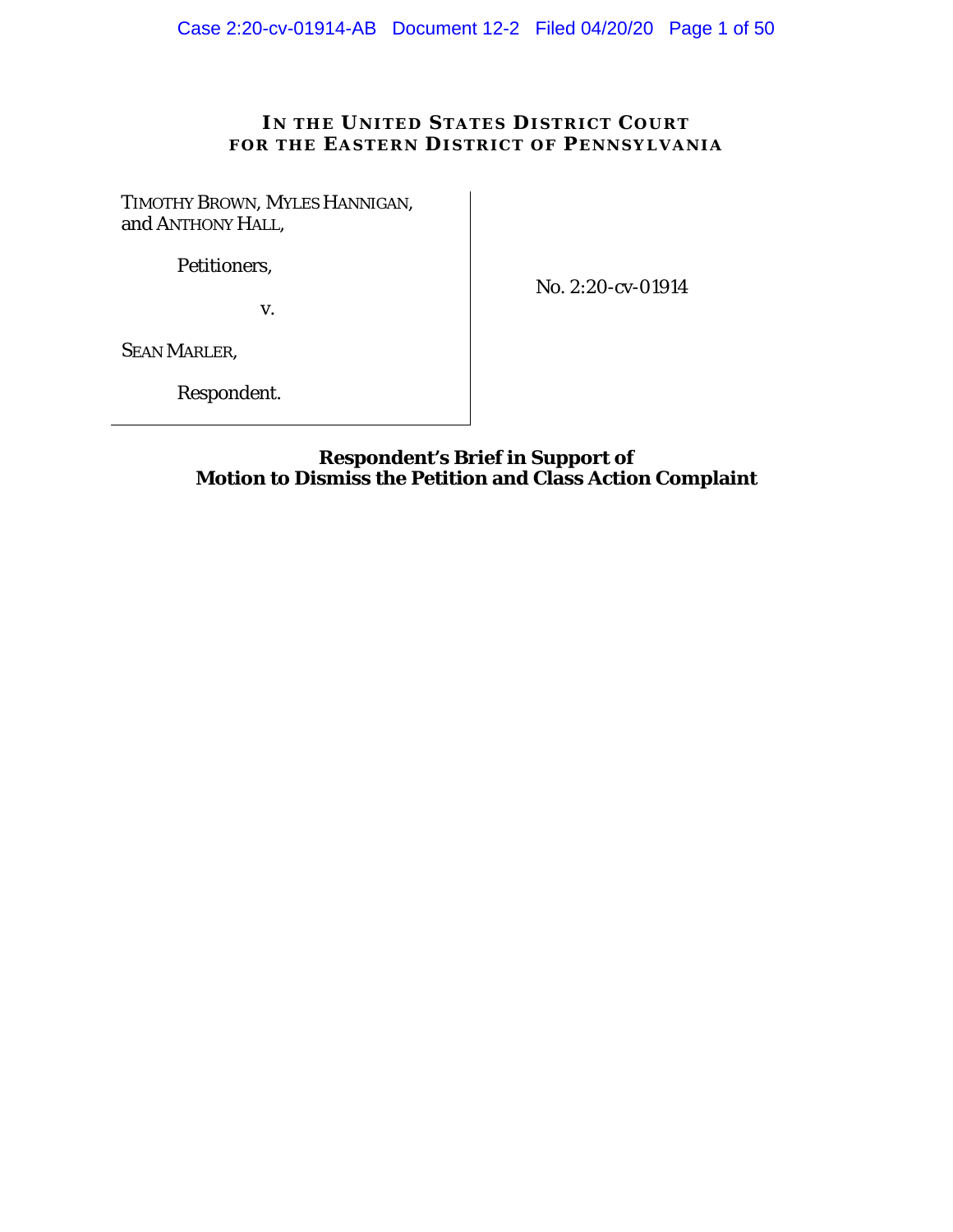# IN THE UNITED STATES DISTRICT COURT FOR THE EASTERN DISTRICT OF PENNSYLVANIA

TIMOTHY BROWN, MYLES HANNIGAN, and ANTHONY HALL,

Petitioners,

v.

SEAN MARLER,

Respondent.

No. 2:20-cv-01914

## Respondent's Brief in Support of Motion to Dismiss the Petition and Class Action Complaint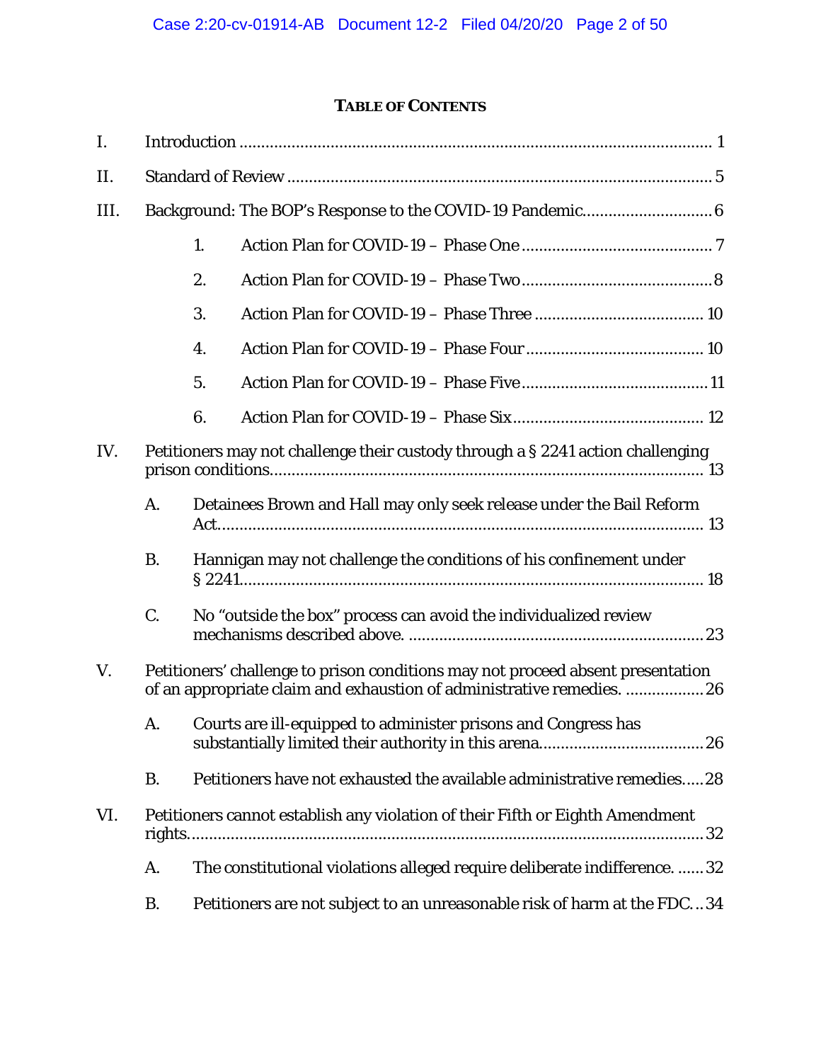# TABLE OF CONTENTS

I. Introduction ........................................................................................................ 1

II. Standard of Review ............................................................................................. 5

III. Background: The BOP's Response to the COVID-19 Pandemic............................. 6

1. Action Plan for COVID-19 – Phase One ............................................ 7

2. Action Plan for COVID-19 – Phase Two............................................ 8

3. Action Plan for COVID-19 – Phase Three ....................................... 10

4. Action Plan for COVID-19 – Phase Four ......................................... 10

5. Action Plan for COVID-19 – Phase Five........................................... 11

6. Action Plan for COVID-19 – Phase Six............................................ 12

IV. Petitioners may not challenge their custody through a § 2241 action challenging prison conditions................................................................................................ 13

A. Detainees Brown and Hall may only seek release under the Bail Reform Act.......................................................................................................... 13

B. Hannigan may not challenge the conditions of his confinement under § 2241....................................................................................................... 18

C. No "outside the box" process can avoid the individualized review mechanisms described above. .................................................................. 23

V. Petitioners' challenge to prison conditions may not proceed absent presentation of an appropriate claim and exhaustion of administrative remedies. .................. 26

A. Courts are ill-equipped to administer prisons and Congress has substantially limited their authority in this arena..................................... 26

B. Petitioners have not exhausted the available administrative remedies..... 28

VI. Petitioners cannot establish any violation of their Fifth or Eighth Amendment rights...................................................................................................................... 32

A. The constitutional violations alleged require deliberate indifference. ...... 32

B. Petitioners are not subject to an unreasonable risk of harm at the FDC. .. 34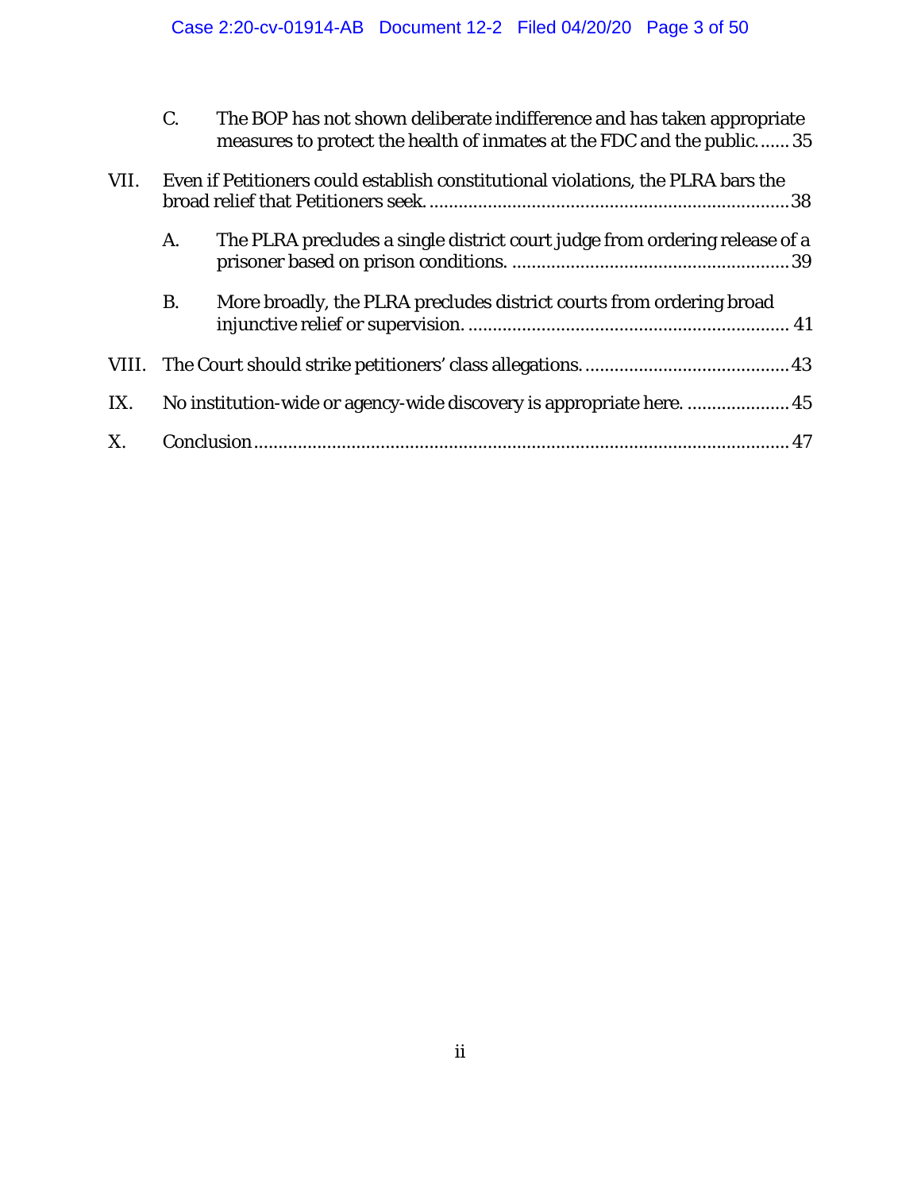C. The BOP has not shown deliberate indifference and has taken appropriate measures to protect the health of inmates at the FDC and the public....... 35

VII. Even if Petitioners could establish constitutional violations, the PLRA bars the broad relief that Petitioners seek........................................................................ 38

A. The PLRA precludes a single district court judge from ordering release of a prisoner based on prison conditions. ........................................................ 39

B. More broadly, the PLRA precludes district courts from ordering broad injunctive relief or supervision. .................................................................. 41

VIII. The Court should strike petitioners' class allegations.......................................... 43

IX. No institution-wide or agency-wide discovery is appropriate here. ..................... 45

X. Conclusion............................................................................................................ 47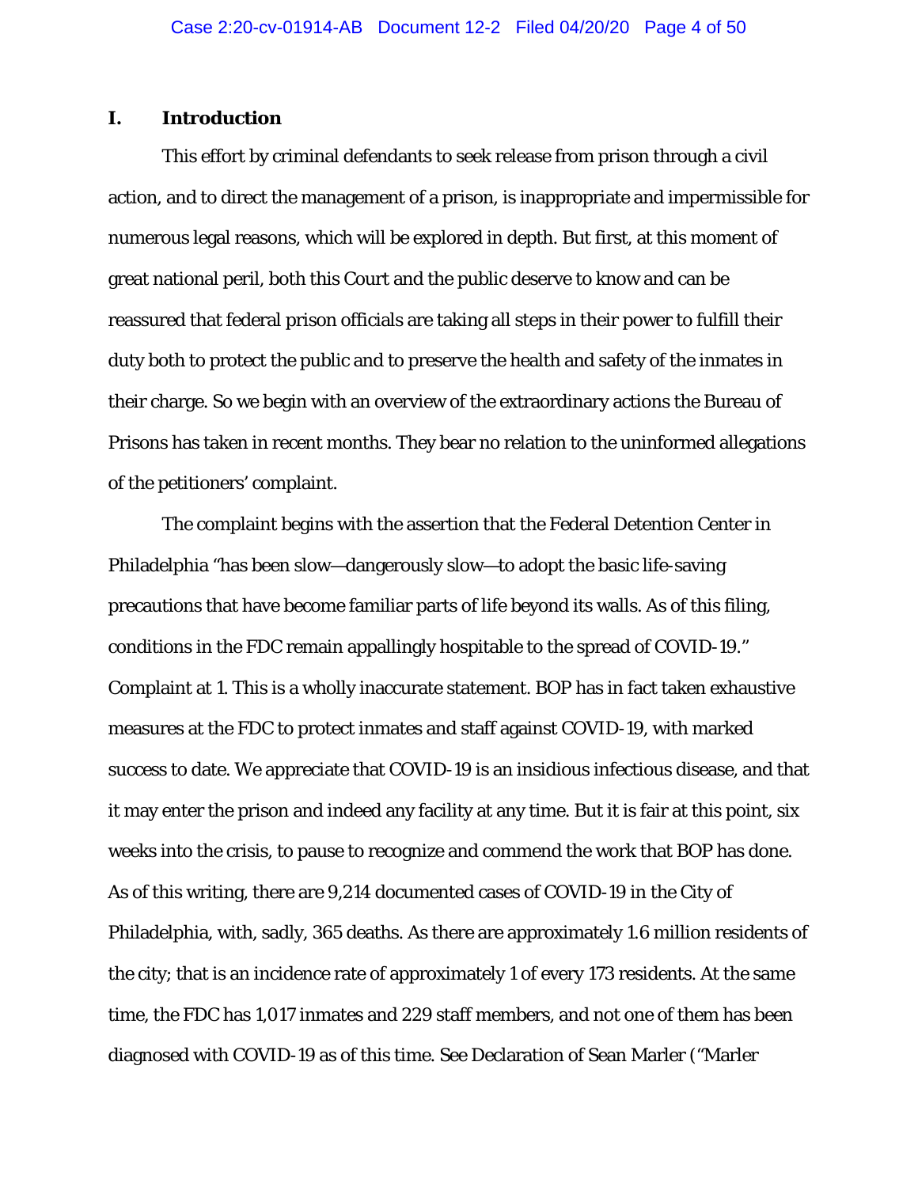## I. Introduction

This effort by criminal defendants to seek release from prison through a civil action, and to direct the management of a prison, is inappropriate and impermissible for numerous legal reasons, which will be explored in depth. But first, at this moment of great national peril, both this Court and the public deserve to know and can be reassured that federal prison officials are taking all steps in their power to fulfill their duty both to protect the public and to preserve the health and safety of the inmates in their charge. So we begin with an overview of the extraordinary actions the Bureau of Prisons has taken in recent months. They bear no relation to the uninformed allegations of the petitioners' complaint.

The complaint begins with the assertion that the Federal Detention Center in Philadelphia "has been slow—dangerously slow—to adopt the basic life-saving precautions that have become familiar parts of life beyond its walls. As of this filing, conditions in the FDC remain appallingly hospitable to the spread of COVID-19." Complaint at 1. This is a wholly inaccurate statement. BOP has in fact taken exhaustive measures at the FDC to protect inmates and staff against COVID-19, with marked success to date. We appreciate that COVID-19 is an insidious infectious disease, and that it may enter the prison and indeed any facility at any time. But it is fair at this point, six weeks into the crisis, to pause to recognize and commend the work that BOP has done. As of this writing, there are 9,214 documented cases of COVID-19 in the City of Philadelphia, with, sadly, 365 deaths. As there are approximately 1.6 million residents of the city; that is an incidence rate of approximately 1 of every 173 residents. At the same time, the FDC has 1,017 inmates and 229 staff members, and not one of them has been diagnosed with COVID-19 as of this time. See Declaration of Sean Marler ("Marler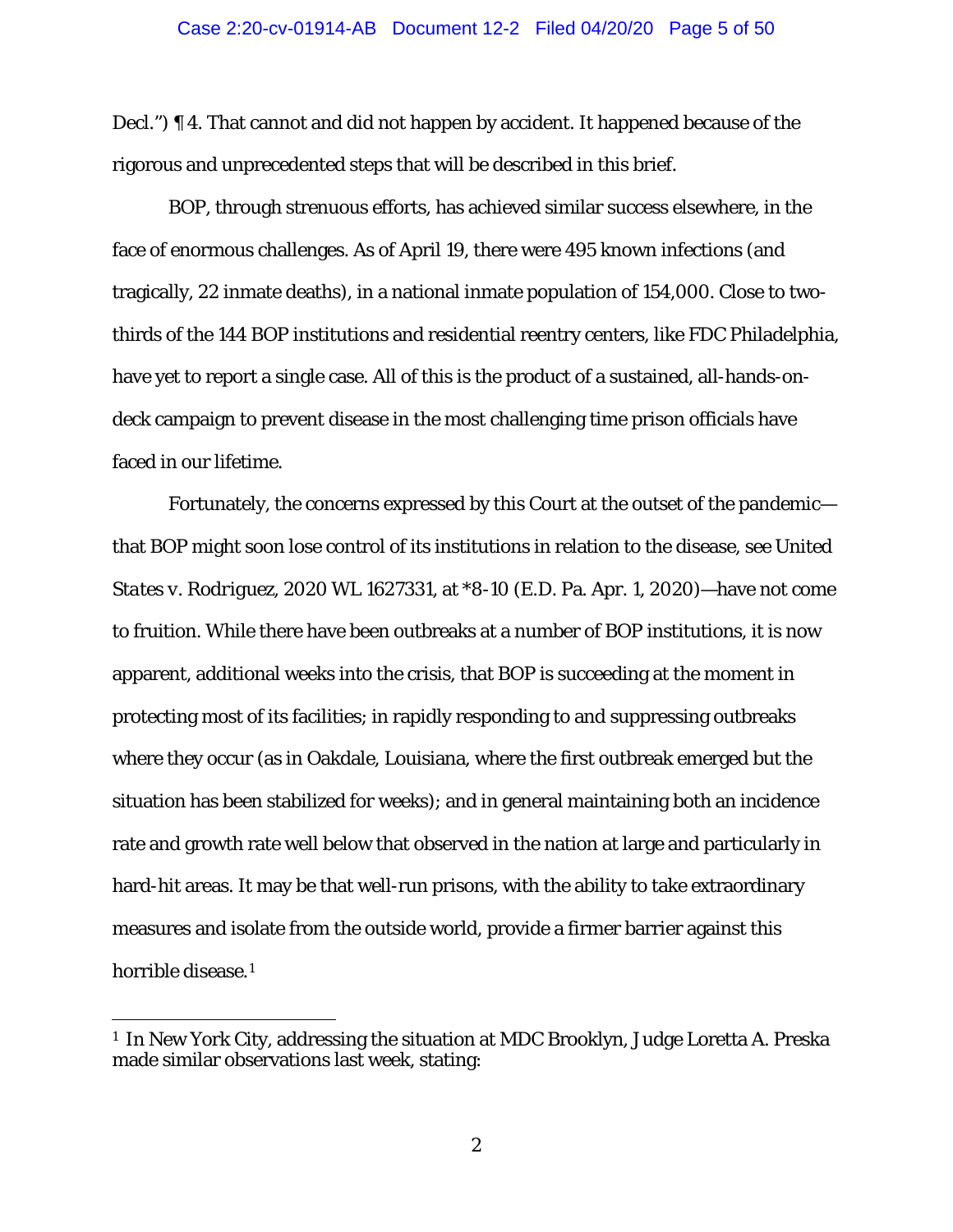Decl.") ¶ 4. That cannot and did not happen by accident. It happened because of the rigorous and unprecedented steps that will be described in this brief.

BOP, through strenuous efforts, has achieved similar success elsewhere, in the face of enormous challenges. As of April 19, there were 495 known infections (and tragically, 22 inmate deaths), in a national inmate population of 154,000. Close to two-thirds of the 144 BOP institutions and residential reentry centers, like FDC Philadelphia, have yet to report a single case. All of this is the product of a sustained, all-hands-on-deck campaign to prevent disease in the most challenging time prison officials have faced in our lifetime.

Fortunately, the concerns expressed by this Court at the outset of the pandemic—that BOP might soon lose control of its institutions in relation to the disease, see *United States v. Rodriguez*, 2020 WL 1627331, at *8-10 (E.D. Pa. Apr. 1, 2020)—have not come to fruition. While there have been outbreaks at a number of BOP institutions, it is now apparent, additional weeks into the crisis, that BOP is succeeding at the moment in protecting most of its facilities; in rapidly responding to and suppressing outbreaks where they occur (as in Oakdale, Louisiana, where the first outbreak emerged but the situation has been stabilized for weeks); and in general maintaining both an incidence rate and growth rate well below that observed in the nation at large and particularly in hard-hit areas. It may be that well-run prisons, with the ability to take extraordinary measures and isolate from the outside world, provide a firmer barrier against this horrible disease.[1]

---

[1] In New York City, addressing the situation at MDC Brooklyn, Judge Loretta A. Preska made similar observations last week, stating: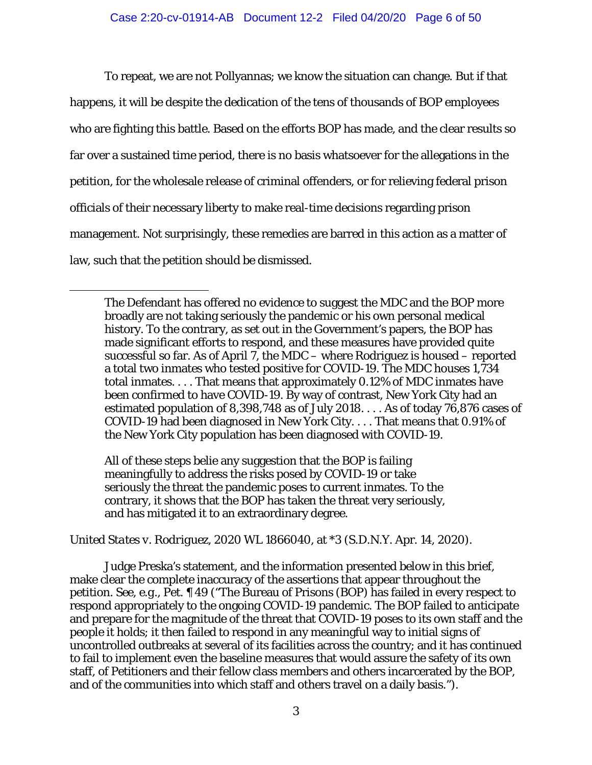To repeat, we are not Pollyannas; we know the situation can change. But if that happens, it will be despite the dedication of the tens of thousands of BOP employees who are fighting this battle. Based on the efforts BOP has made, and the clear results so far over a sustained time period, there is no basis whatsoever for the allegations in the petition, for the wholesale release of criminal offenders, or for relieving federal prison officials of their necessary liberty to make real-time decisions regarding prison management. Not surprisingly, these remedies are barred in this action as a matter of law, such that the petition should be dismissed.

---

> The Defendant has offered no evidence to suggest the MDC and the BOP more broadly are not taking seriously the pandemic or his own personal medical history. To the contrary, as set out in the Government's papers, the BOP has made significant efforts to respond, and these measures have provided quite successful so far. As of April 7, the MDC – where Rodriguez is housed – reported a total two inmates who tested positive for COVID-19. The MDC houses 1,734 total inmates. . . . That means that approximately 0.12% of MDC inmates have been confirmed to have COVID-19. By way of contrast, New York City had an estimated population of 8,398,748 as of July 2018. . . . As of today 76,876 cases of COVID-19 had been diagnosed in New York City. . . . That means that 0.91% of the New York City population has been diagnosed with COVID-19.
>
> All of these steps belie any suggestion that the BOP is failing meaningfully to address the risks posed by COVID-19 or take seriously the threat the pandemic poses to current inmates. To the contrary, it shows that the BOP has taken the threat very seriously, and has mitigated it to an extraordinary degree.

*United States v. Rodriguez*, 2020 WL 1866040, at *3 (S.D.N.Y. Apr. 14, 2020).

Judge Preska's statement, and the information presented below in this brief, make clear the complete inaccuracy of the assertions that appear throughout the petition. See, e.g., Pet. ¶ 49 ("The Bureau of Prisons (BOP) has failed in every respect to respond appropriately to the ongoing COVID-19 pandemic. The BOP failed to anticipate and prepare for the magnitude of the threat that COVID-19 poses to its own staff and the people it holds; it then failed to respond in any meaningful way to initial signs of uncontrolled outbreaks at several of its facilities across the country; and it has continued to fail to implement even the baseline measures that would assure the safety of its own staff, of Petitioners and their fellow class members and others incarcerated by the BOP, and of the communities into which staff and others travel on a daily basis.").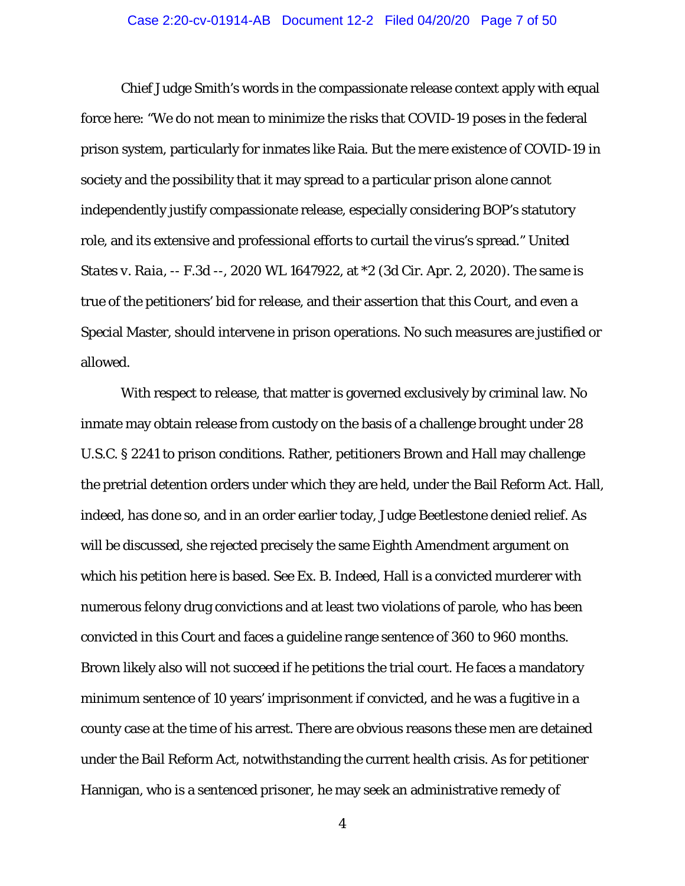Chief Judge Smith's words in the compassionate release context apply with equal force here: "We do not mean to minimize the risks that COVID-19 poses in the federal prison system, particularly for inmates like Raia. But the mere existence of COVID-19 in society and the possibility that it may spread to a particular prison alone cannot independently justify compassionate release, especially considering BOP's statutory role, and its extensive and professional efforts to curtail the virus's spread." *United States v. Raia*, -- F.3d --, 2020 WL 1647922, at *2 (3d Cir. Apr. 2, 2020). The same is true of the petitioners' bid for release, and their assertion that this Court, and even a Special Master, should intervene in prison operations. No such measures are justified or allowed.

With respect to release, that matter is governed exclusively by criminal law. No inmate may obtain release from custody on the basis of a challenge brought under 28 U.S.C. § 2241 to prison conditions. Rather, petitioners Brown and Hall may challenge the pretrial detention orders under which they are held, under the Bail Reform Act. Hall, indeed, has done so, and in an order earlier today, Judge Beetlestone denied relief. As will be discussed, she rejected precisely the same Eighth Amendment argument on which his petition here is based. See Ex. B. Indeed, Hall is a convicted murderer with numerous felony drug convictions and at least two violations of parole, who has been convicted in this Court and faces a guideline range sentence of 360 to 960 months. Brown likely also will not succeed if he petitions the trial court. He faces a mandatory minimum sentence of 10 years' imprisonment if convicted, and he was a fugitive in a county case at the time of his arrest. There are obvious reasons these men are detained under the Bail Reform Act, notwithstanding the current health crisis. As for petitioner Hannigan, who is a sentenced prisoner, he may seek an administrative remedy of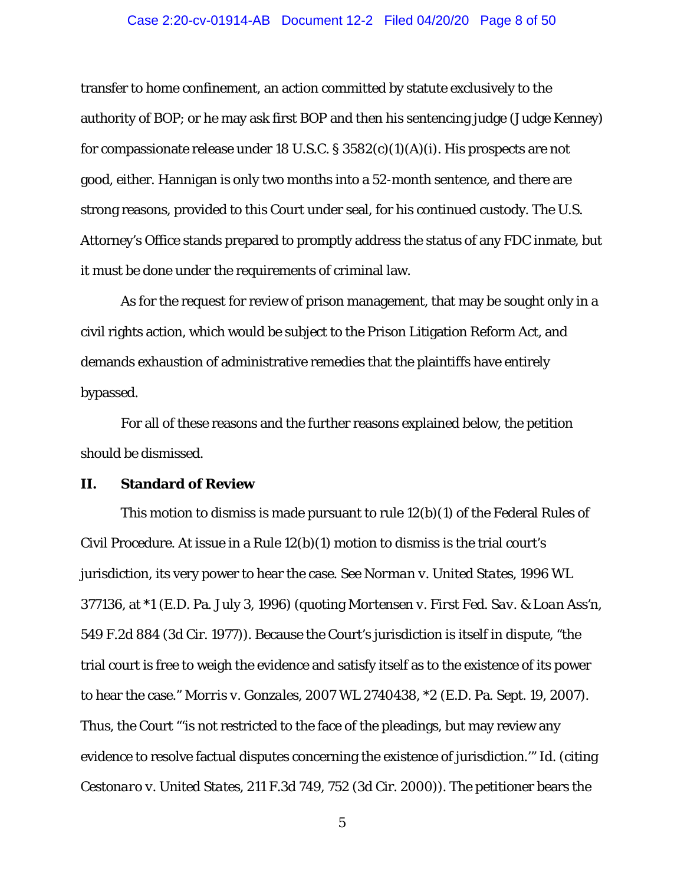transfer to home confinement, an action committed by statute exclusively to the authority of BOP; or he may ask first BOP and then his sentencing judge (Judge Kenney) for compassionate release under 18 U.S.C. § 3582(c)(1)(A)(i). His prospects are not good, either. Hannigan is only two months into a 52-month sentence, and there are strong reasons, provided to this Court under seal, for his continued custody. The U.S. Attorney's Office stands prepared to promptly address the status of any FDC inmate, but it must be done under the requirements of criminal law.

As for the request for review of prison management, that may be sought only in a civil rights action, which would be subject to the Prison Litigation Reform Act, and demands exhaustion of administrative remedies that the plaintiffs have entirely bypassed.

For all of these reasons and the further reasons explained below, the petition should be dismissed.

## II. Standard of Review

This motion to dismiss is made pursuant to rule 12(b)(1) of the Federal Rules of Civil Procedure. At issue in a Rule 12(b)(1) motion to dismiss is the trial court's jurisdiction, its very power to hear the case. *See Norman v. United States*, 1996 WL 377136, at *1 (E.D. Pa. July 3, 1996) (quoting *Mortensen v. First Fed. Sav. & Loan Ass'n*, 549 F.2d 884 (3d Cir. 1977)). Because the Court's jurisdiction is itself in dispute, "the trial court is free to weigh the evidence and satisfy itself as to the existence of its power to hear the case." *Morris v. Gonzales*, 2007 WL 2740438, *2 (E.D. Pa. Sept. 19, 2007). Thus, the Court "'is not restricted to the face of the pleadings, but may review any evidence to resolve factual disputes concerning the existence of jurisdiction.'" *Id.* (citing *Cestonaro v. United States*, 211 F.3d 749, 752 (3d Cir. 2000)). The petitioner bears the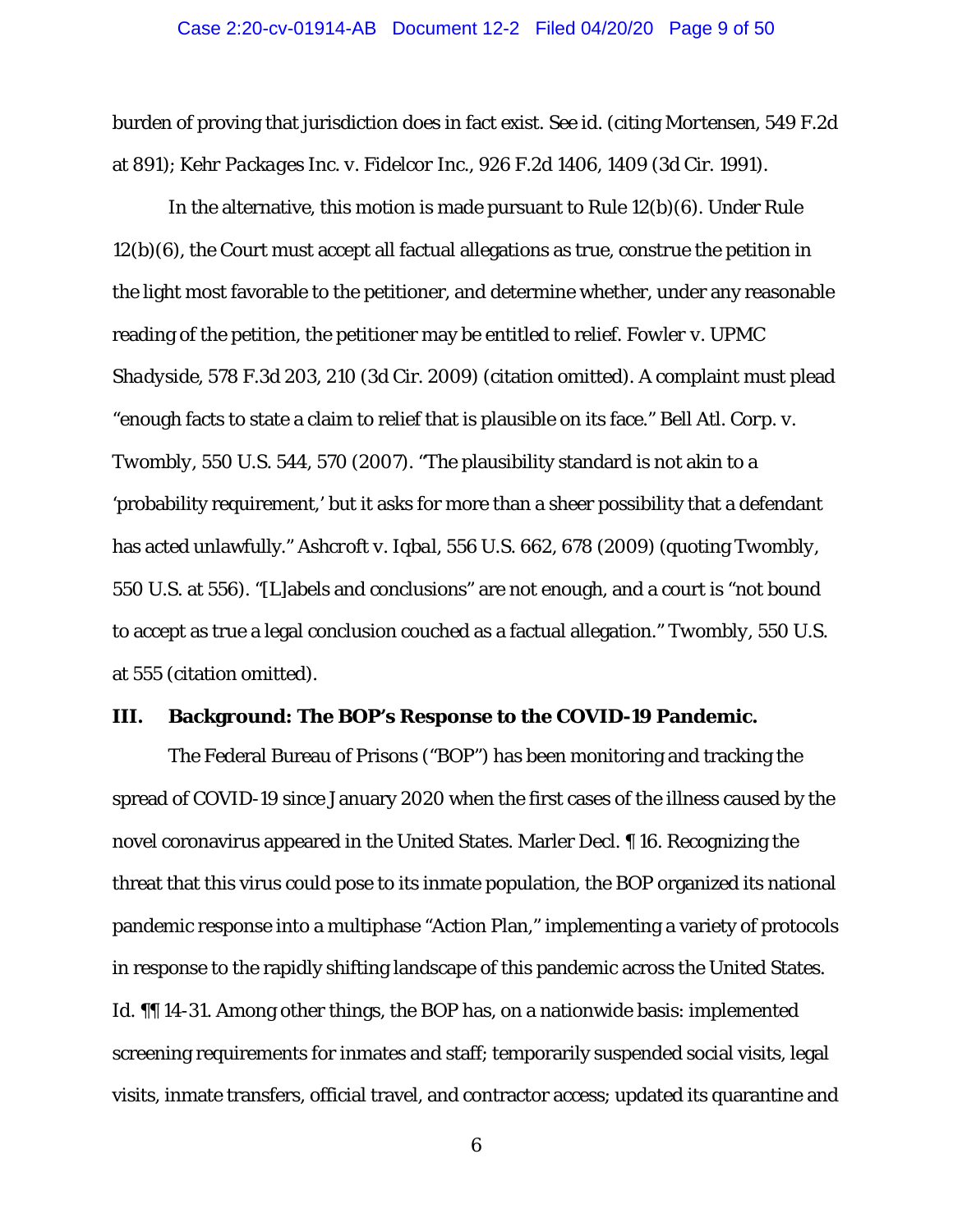burden of proving that jurisdiction does in fact exist. *See id.* (citing *Mortensen*, 549 F.2d at 891); *Kehr Packages Inc. v. Fidelcor Inc.*, 926 F.2d 1406, 1409 (3d Cir. 1991).

In the alternative, this motion is made pursuant to Rule 12(b)(6). Under Rule 12(b)(6), the Court must accept all factual allegations as true, construe the petition in the light most favorable to the petitioner, and determine whether, under any reasonable reading of the petition, the petitioner may be entitled to relief. *Fowler v. UPMC Shadyside*, 578 F.3d 203, 210 (3d Cir. 2009) (citation omitted). A complaint must plead "enough facts to state a claim to relief that is plausible on its face." *Bell Atl. Corp. v. Twombly*, 550 U.S. 544, 570 (2007). "The plausibility standard is not akin to a 'probability requirement,' but it asks for more than a sheer possibility that a defendant has acted unlawfully." *Ashcroft v. Iqbal*, 556 U.S. 662, 678 (2009) (quoting *Twombly*, 550 U.S. at 556). "[L]abels and conclusions" are not enough, and a court is "not bound to accept as true a legal conclusion couched as a factual allegation." *Twombly*, 550 U.S. at 555 (citation omitted).

## III. Background: The BOP's Response to the COVID-19 Pandemic.

The Federal Bureau of Prisons ("BOP") has been monitoring and tracking the spread of COVID-19 since January 2020 when the first cases of the illness caused by the novel coronavirus appeared in the United States. Marler Decl. ¶ 16. Recognizing the threat that this virus could pose to its inmate population, the BOP organized its national pandemic response into a multiphase "Action Plan," implementing a variety of protocols in response to the rapidly shifting landscape of this pandemic across the United States. *Id.* ¶¶ 14-31. Among other things, the BOP has, on a nationwide basis: implemented screening requirements for inmates and staff; temporarily suspended social visits, legal visits, inmate transfers, official travel, and contractor access; updated its quarantine and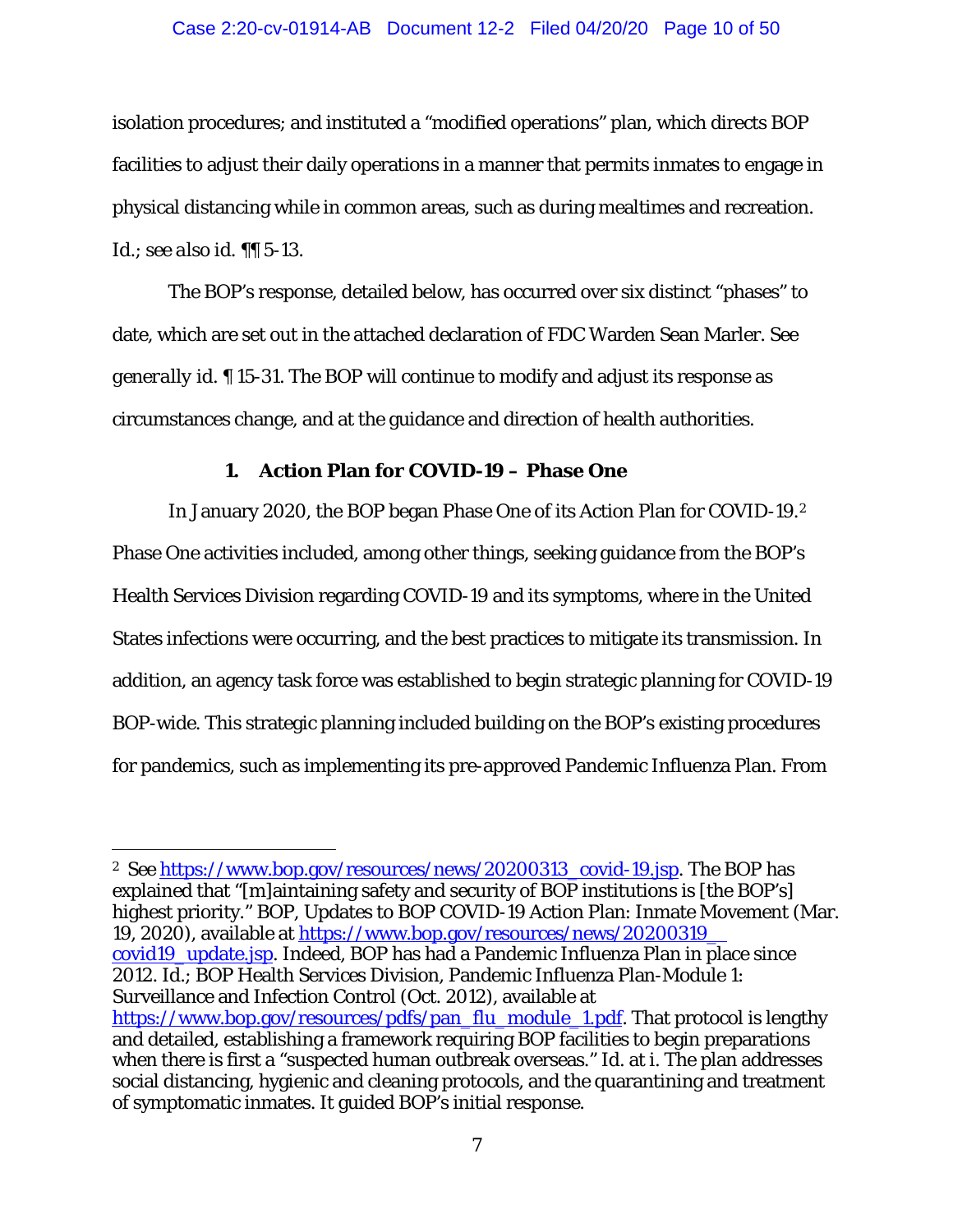isolation procedures; and instituted a "modified operations" plan, which directs BOP facilities to adjust their daily operations in a manner that permits inmates to engage in physical distancing while in common areas, such as during mealtimes and recreation. *Id.*; *see also id.* ¶¶ 5-13.

The BOP's response, detailed below, has occurred over six distinct "phases" to date, which are set out in the attached declaration of FDC Warden Sean Marler. *See generally id.* ¶ 15-31. The BOP will continue to modify and adjust its response as circumstances change, and at the guidance and direction of health authorities.

### 1. Action Plan for COVID-19 – Phase One

In January 2020, the BOP began Phase One of its Action Plan for COVID-19.[2] Phase One activities included, among other things, seeking guidance from the BOP's Health Services Division regarding COVID-19 and its symptoms, where in the United States infections were occurring, and the best practices to mitigate its transmission. In addition, an agency task force was established to begin strategic planning for COVID-19 BOP-wide. This strategic planning included building on the BOP's existing procedures for pandemics, such as implementing its pre-approved Pandemic Influenza Plan. From

---

[2] See https://www.bop.gov/resources/news/20200313_covid-19.jsp. The BOP has explained that "[m]aintaining safety and security of BOP institutions is [the BOP's] highest priority." BOP, Updates to BOP COVID-19 Action Plan: Inmate Movement (Mar. 19, 2020), available at https://www.bop.gov/resources/news/20200319_covid19_update.jsp. Indeed, BOP has had a Pandemic Influenza Plan in place since 2012. *Id.*; BOP Health Services Division, Pandemic Influenza Plan-Module 1: Surveillance and Infection Control (Oct. 2012), available at https://www.bop.gov/resources/pdfs/pan_flu_module_1.pdf. That protocol is lengthy and detailed, establishing a framework requiring BOP facilities to begin preparations when there is first a "suspected human outbreak overseas." *Id.* at i. The plan addresses social distancing, hygienic and cleaning protocols, and the quarantining and treatment of symptomatic inmates. It guided BOP's initial response.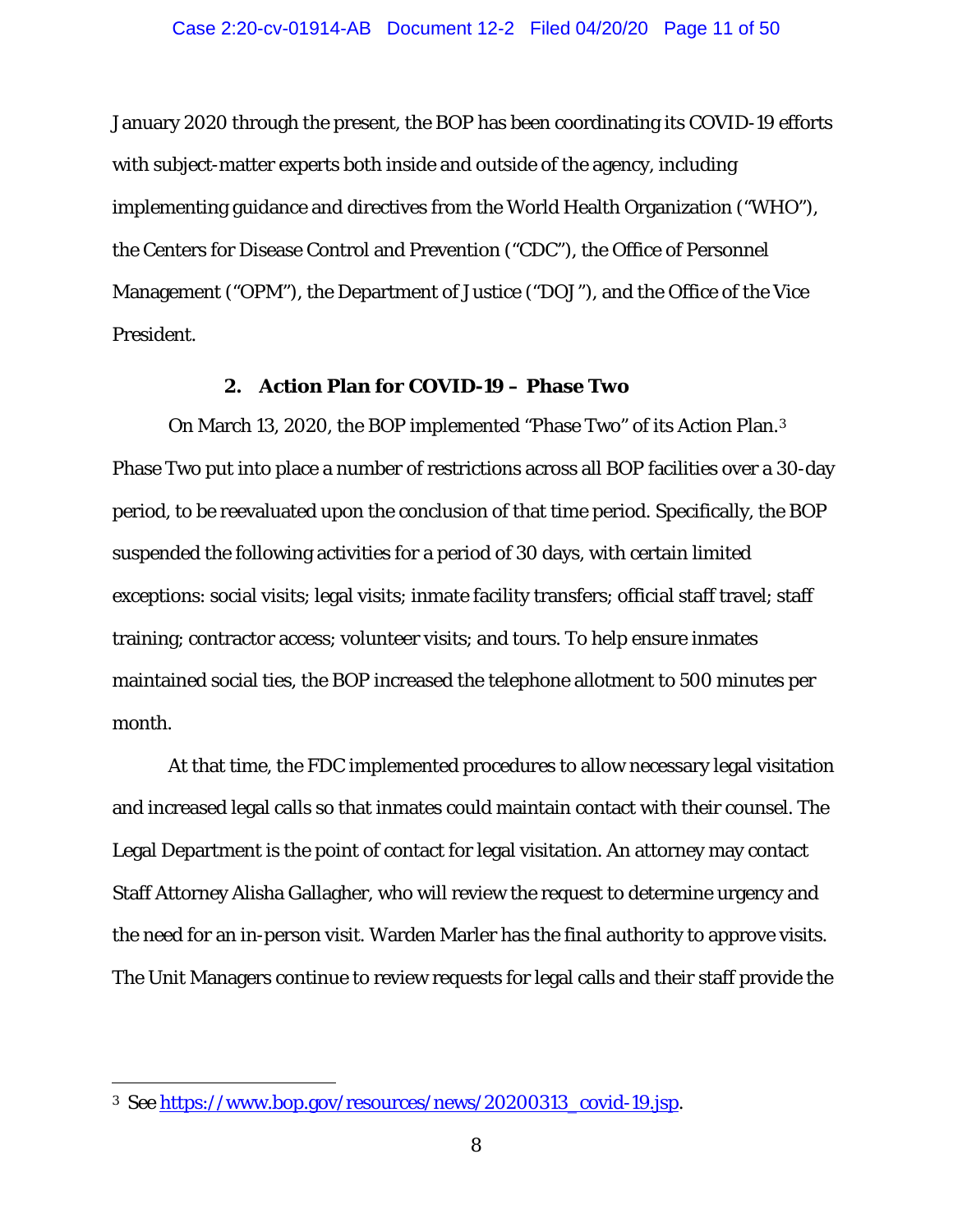January 2020 through the present, the BOP has been coordinating its COVID-19 efforts with subject-matter experts both inside and outside of the agency, including implementing guidance and directives from the World Health Organization ("WHO"), the Centers for Disease Control and Prevention ("CDC"), the Office of Personnel Management ("OPM"), the Department of Justice ("DOJ"), and the Office of the Vice President.

### 2. Action Plan for COVID-19 – Phase Two

On March 13, 2020, the BOP implemented "Phase Two" of its Action Plan.[3] Phase Two put into place a number of restrictions across all BOP facilities over a 30-day period, to be reevaluated upon the conclusion of that time period. Specifically, the BOP suspended the following activities for a period of 30 days, with certain limited exceptions: social visits; legal visits; inmate facility transfers; official staff travel; staff training; contractor access; volunteer visits; and tours. To help ensure inmates maintained social ties, the BOP increased the telephone allotment to 500 minutes per month.

At that time, the FDC implemented procedures to allow necessary legal visitation and increased legal calls so that inmates could maintain contact with their counsel. The Legal Department is the point of contact for legal visitation. An attorney may contact Staff Attorney Alisha Gallagher, who will review the request to determine urgency and the need for an in-person visit. Warden Marler has the final authority to approve visits. The Unit Managers continue to review requests for legal calls and their staff provide the

---

[3] See https://www.bop.gov/resources/news/20200313_covid-19.jsp.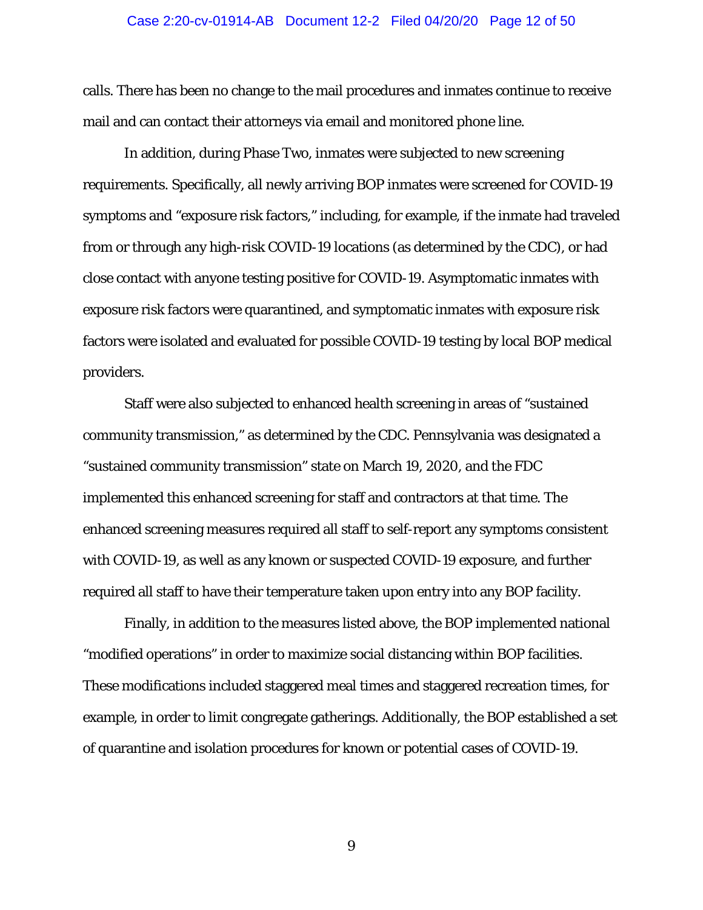calls. There has been no change to the mail procedures and inmates continue to receive mail and can contact their attorneys via email and monitored phone line.

In addition, during Phase Two, inmates were subjected to new screening requirements. Specifically, all newly arriving BOP inmates were screened for COVID-19 symptoms and "exposure risk factors," including, for example, if the inmate had traveled from or through any high-risk COVID-19 locations (as determined by the CDC), or had close contact with anyone testing positive for COVID-19. Asymptomatic inmates with exposure risk factors were quarantined, and symptomatic inmates with exposure risk factors were isolated and evaluated for possible COVID-19 testing by local BOP medical providers.

Staff were also subjected to enhanced health screening in areas of "sustained community transmission," as determined by the CDC. Pennsylvania was designated a "sustained community transmission" state on March 19, 2020, and the FDC implemented this enhanced screening for staff and contractors at that time. The enhanced screening measures required all staff to self-report any symptoms consistent with COVID-19, as well as any known or suspected COVID-19 exposure, and further required all staff to have their temperature taken upon entry into any BOP facility.

Finally, in addition to the measures listed above, the BOP implemented national "modified operations" in order to maximize social distancing within BOP facilities. These modifications included staggered meal times and staggered recreation times, for example, in order to limit congregate gatherings. Additionally, the BOP established a set of quarantine and isolation procedures for known or potential cases of COVID-19.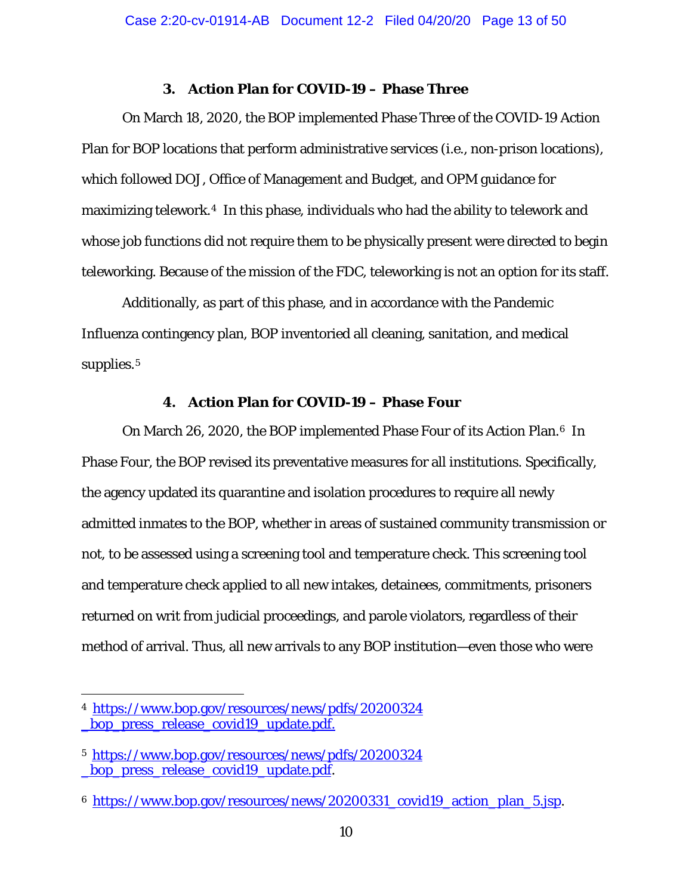### 3. Action Plan for COVID-19 – Phase Three

On March 18, 2020, the BOP implemented Phase Three of the COVID-19 Action Plan for BOP locations that perform administrative services (i.e., non-prison locations), which followed DOJ, Office of Management and Budget, and OPM guidance for maximizing telework.[4] In this phase, individuals who had the ability to telework and whose job functions did not require them to be physically present were directed to begin teleworking. Because of the mission of the FDC, teleworking is not an option for its staff.

Additionally, as part of this phase, and in accordance with the Pandemic Influenza contingency plan, BOP inventoried all cleaning, sanitation, and medical supplies.[5]

### 4. Action Plan for COVID-19 – Phase Four

On March 26, 2020, the BOP implemented Phase Four of its Action Plan.[6] In Phase Four, the BOP revised its preventative measures for all institutions. Specifically, the agency updated its quarantine and isolation procedures to require all newly admitted inmates to the BOP, whether in areas of sustained community transmission or not, to be assessed using a screening tool and temperature check. This screening tool and temperature check applied to all new intakes, detainees, commitments, prisoners returned on writ from judicial proceedings, and parole violators, regardless of their method of arrival. Thus, all new arrivals to any BOP institution—even those who were

---

[4] https://www.bop.gov/resources/news/pdfs/20200324_bop_press_release_covid19_update.pdf.

[5] https://www.bop.gov/resources/news/pdfs/20200324_bop_press_release_covid19_update.pdf.

[6] https://www.bop.gov/resources/news/20200331_covid19_action_plan_5.jsp.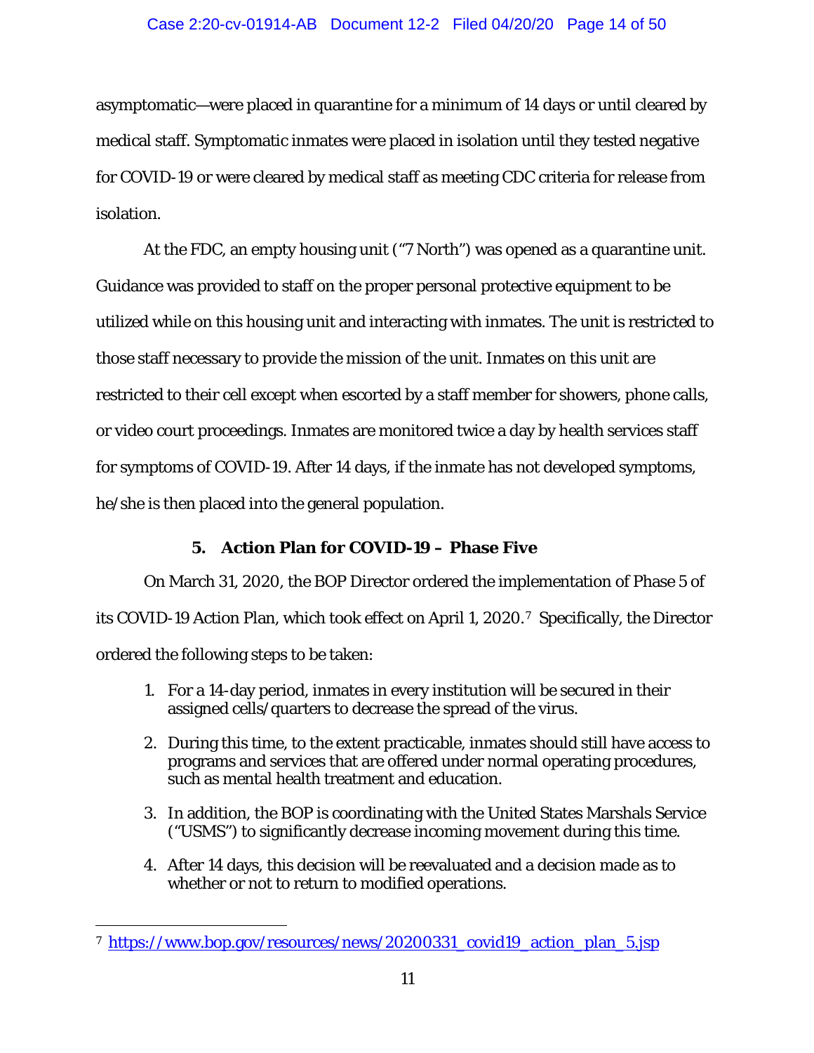asymptomatic—were placed in quarantine for a minimum of 14 days or until cleared by medical staff. Symptomatic inmates were placed in isolation until they tested negative for COVID-19 or were cleared by medical staff as meeting CDC criteria for release from isolation.

At the FDC, an empty housing unit ("7 North") was opened as a quarantine unit. Guidance was provided to staff on the proper personal protective equipment to be utilized while on this housing unit and interacting with inmates. The unit is restricted to those staff necessary to provide the mission of the unit. Inmates on this unit are restricted to their cell except when escorted by a staff member for showers, phone calls, or video court proceedings. Inmates are monitored twice a day by health services staff for symptoms of COVID-19. After 14 days, if the inmate has not developed symptoms, he/she is then placed into the general population.

### 5. Action Plan for COVID-19 – Phase Five

On March 31, 2020, the BOP Director ordered the implementation of Phase 5 of its COVID-19 Action Plan, which took effect on April 1, 2020.[7] Specifically, the Director ordered the following steps to be taken:

1. For a 14-day period, inmates in every institution will be secured in their assigned cells/quarters to decrease the spread of the virus.
2. During this time, to the extent practicable, inmates should still have access to programs and services that are offered under normal operating procedures, such as mental health treatment and education.
3. In addition, the BOP is coordinating with the United States Marshals Service ("USMS") to significantly decrease incoming movement during this time.
4. After 14 days, this decision will be reevaluated and a decision made as to whether or not to return to modified operations.

---

[7] https://www.bop.gov/resources/news/20200331_covid19_action_plan_5.jsp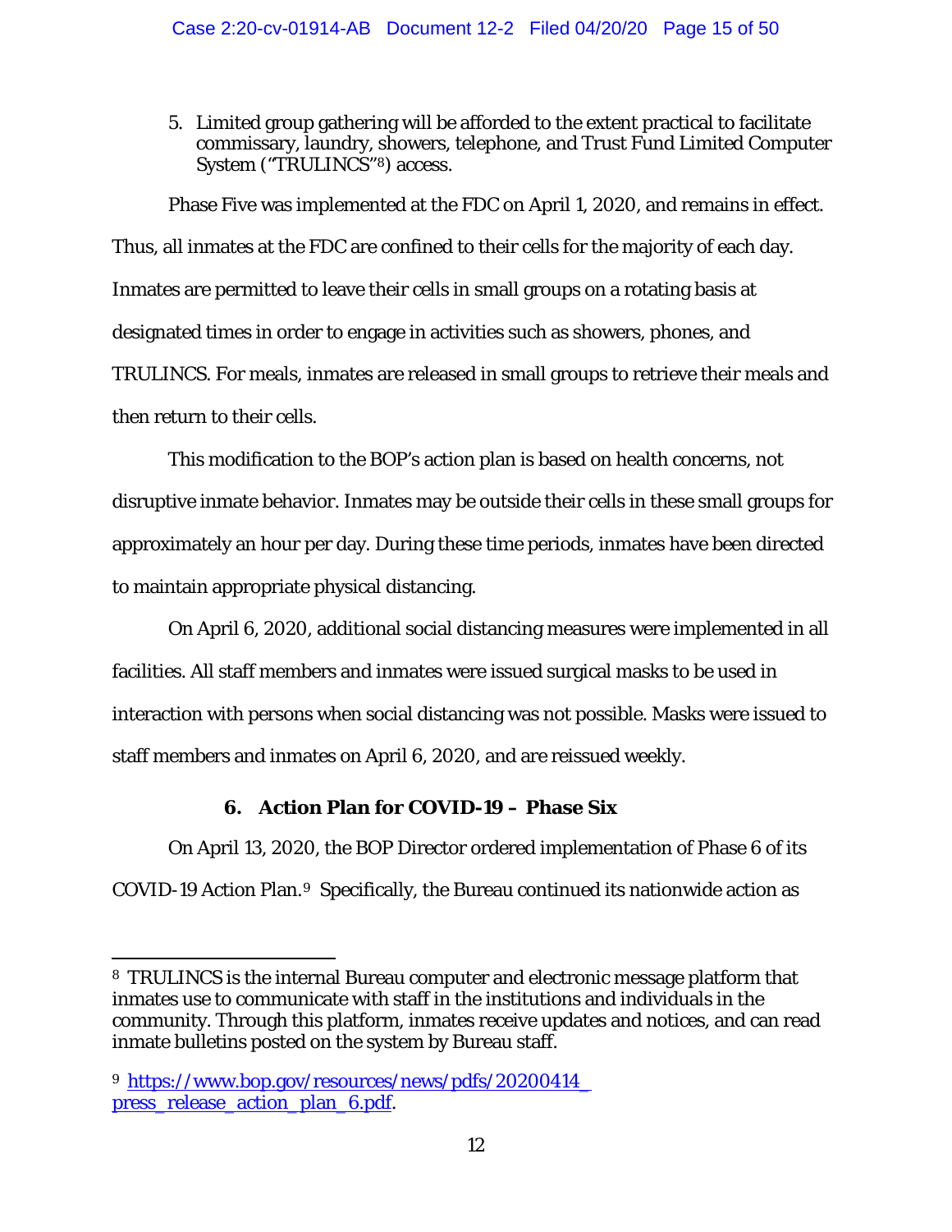5. Limited group gathering will be afforded to the extent practical to facilitate commissary, laundry, showers, telephone, and Trust Fund Limited Computer System ("TRULINCS"[8]) access.

Phase Five was implemented at the FDC on April 1, 2020, and remains in effect. Thus, all inmates at the FDC are confined to their cells for the majority of each day. Inmates are permitted to leave their cells in small groups on a rotating basis at designated times in order to engage in activities such as showers, phones, and TRULINCS. For meals, inmates are released in small groups to retrieve their meals and then return to their cells.

This modification to the BOP's action plan is based on health concerns, not disruptive inmate behavior. Inmates may be outside their cells in these small groups for approximately an hour per day. During these time periods, inmates have been directed to maintain appropriate physical distancing.

On April 6, 2020, additional social distancing measures were implemented in all facilities. All staff members and inmates were issued surgical masks to be used in interaction with persons when social distancing was not possible. Masks were issued to staff members and inmates on April 6, 2020, and are reissued weekly.

### 6. Action Plan for COVID-19 – Phase Six

On April 13, 2020, the BOP Director ordered implementation of Phase 6 of its COVID-19 Action Plan.[9] Specifically, the Bureau continued its nationwide action as

---

[8] TRULINCS is the internal Bureau computer and electronic message platform that inmates use to communicate with staff in the institutions and individuals in the community. Through this platform, inmates receive updates and notices, and can read inmate bulletins posted on the system by Bureau staff.

[9] https://www.bop.gov/resources/news/pdfs/20200414_press_release_action_plan_6.pdf.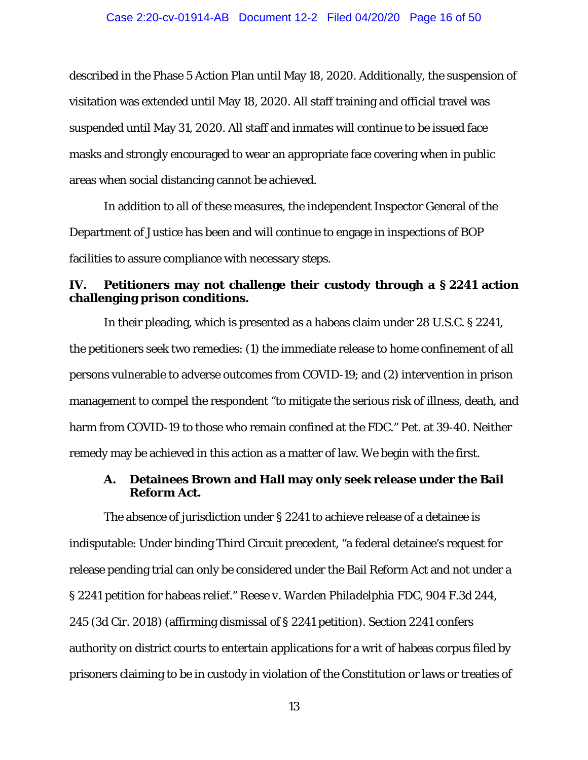described in the Phase 5 Action Plan until May 18, 2020. Additionally, the suspension of visitation was extended until May 18, 2020. All staff training and official travel was suspended until May 31, 2020. All staff and inmates will continue to be issued face masks and strongly encouraged to wear an appropriate face covering when in public areas when social distancing cannot be achieved.

In addition to all of these measures, the independent Inspector General of the Department of Justice has been and will continue to engage in inspections of BOP facilities to assure compliance with necessary steps.

## IV. Petitioners may not challenge their custody through a § 2241 action challenging prison conditions.

In their pleading, which is presented as a habeas claim under 28 U.S.C. § 2241, the petitioners seek two remedies: (1) the immediate release to home confinement of all persons vulnerable to adverse outcomes from COVID-19; and (2) intervention in prison management to compel the respondent "to mitigate the serious risk of illness, death, and harm from COVID-19 to those who remain confined at the FDC." Pet. at 39-40. Neither remedy may be achieved in this action as a matter of law. We begin with the first.

### A. Detainees Brown and Hall may only seek release under the Bail Reform Act.

The absence of jurisdiction under § 2241 to achieve release of a detainee is indisputable: Under binding Third Circuit precedent, "a federal detainee's request for release pending trial can only be considered under the Bail Reform Act and not under a § 2241 petition for habeas relief." *Reese v. Warden Philadelphia FDC*, 904 F.3d 244, 245 (3d Cir. 2018) (affirming dismissal of § 2241 petition). Section 2241 confers authority on district courts to entertain applications for a writ of habeas corpus filed by prisoners claiming to be in custody in violation of the Constitution or laws or treaties of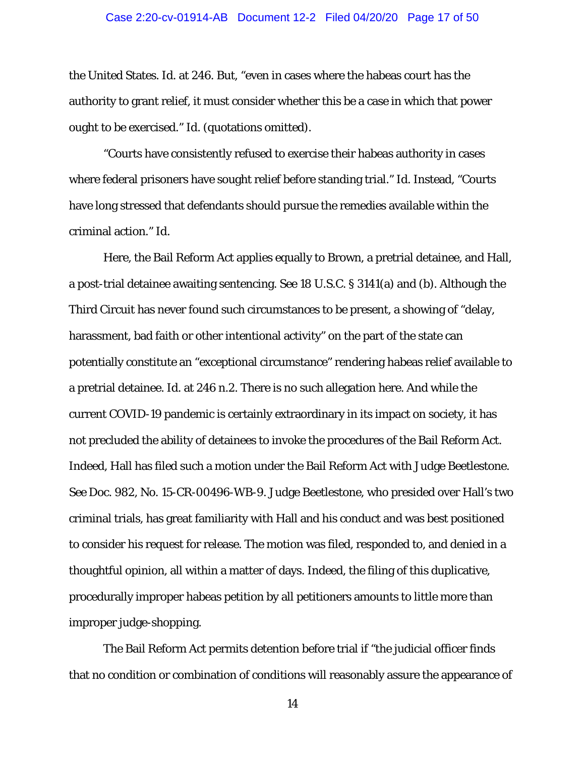the United States. Id. at 246. But, "even in cases where the habeas court has the authority to grant relief, it must consider whether this be a case in which that power ought to be exercised." Id. (quotations omitted).

"Courts have consistently refused to exercise their habeas authority in cases where federal prisoners have sought relief before standing trial." Id. Instead, "Courts have long stressed that defendants should pursue the remedies available within the criminal action." Id.

Here, the Bail Reform Act applies equally to Brown, a pretrial detainee, and Hall, a post-trial detainee awaiting sentencing. See 18 U.S.C. § 3141(a) and (b). Although the Third Circuit has never found such circumstances to be present, a showing of "delay, harassment, bad faith or other intentional activity" on the part of the state can potentially constitute an "exceptional circumstance" rendering habeas relief available to a pretrial detainee. Id. at 246 n.2. There is no such allegation here. And while the current COVID-19 pandemic is certainly extraordinary in its impact on society, it has not precluded the ability of detainees to invoke the procedures of the Bail Reform Act. Indeed, Hall has filed such a motion under the Bail Reform Act with Judge Beetlestone. See Doc. 982, No. 15-CR-00496-WB-9. Judge Beetlestone, who presided over Hall's two criminal trials, has great familiarity with Hall and his conduct and was best positioned to consider his request for release. The motion was filed, responded to, and denied in a thoughtful opinion, all within a matter of days. Indeed, the filing of this duplicative, procedurally improper habeas petition by all petitioners amounts to little more than improper judge-shopping.

The Bail Reform Act permits detention before trial if "the judicial officer finds that no condition or combination of conditions will reasonably assure the appearance of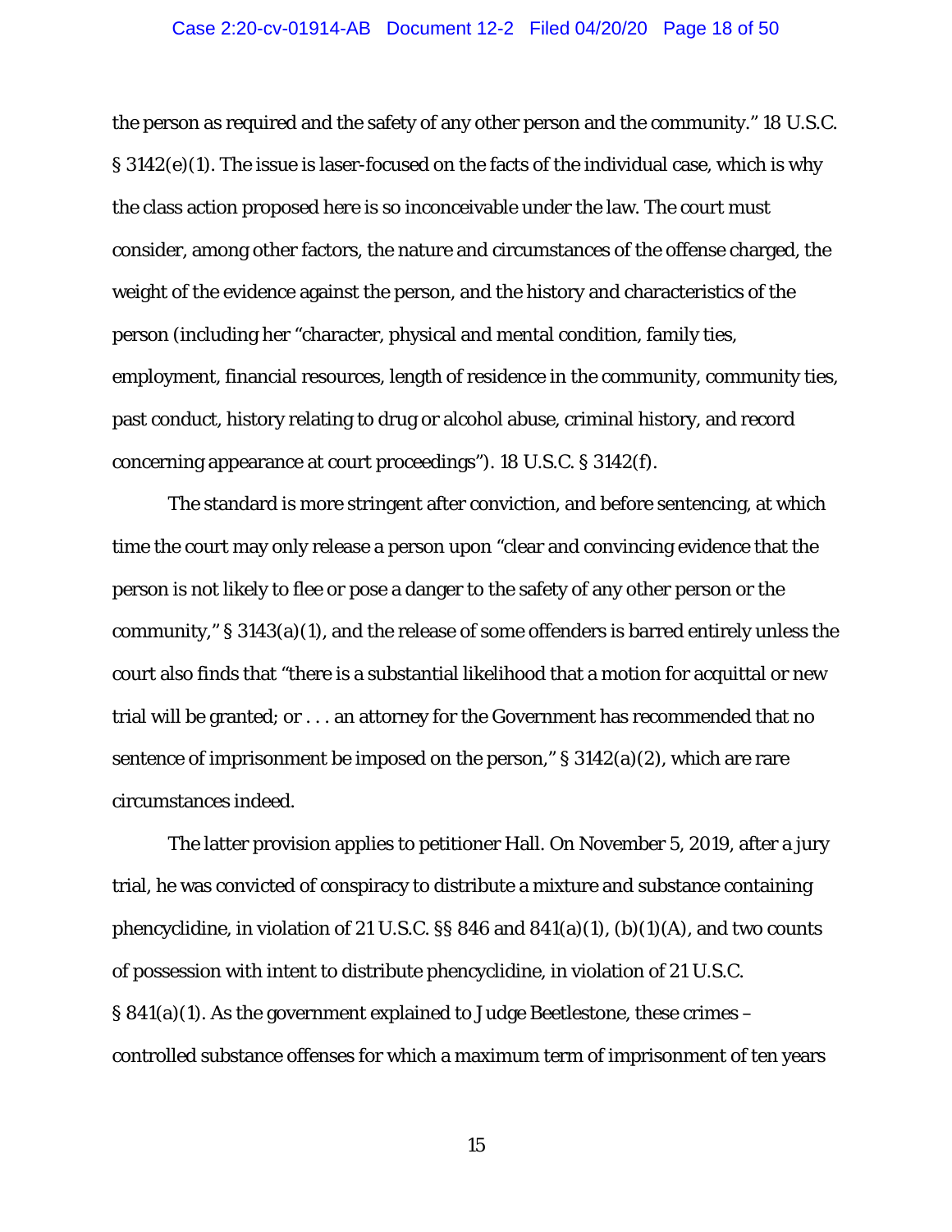the person as required and the safety of any other person and the community." 18 U.S.C. § 3142(e)(1). The issue is laser-focused on the facts of the individual case, which is why the class action proposed here is so inconceivable under the law. The court must consider, among other factors, the nature and circumstances of the offense charged, the weight of the evidence against the person, and the history and characteristics of the person (including her "character, physical and mental condition, family ties, employment, financial resources, length of residence in the community, community ties, past conduct, history relating to drug or alcohol abuse, criminal history, and record concerning appearance at court proceedings"). 18 U.S.C. § 3142(f).

The standard is more stringent after conviction, and before sentencing, at which time the court may only release a person upon "clear and convincing evidence that the person is not likely to flee or pose a danger to the safety of any other person or the community," § 3143(a)(1), and the release of some offenders is barred entirely unless the court also finds that "there is a substantial likelihood that a motion for acquittal or new trial will be granted; or . . . an attorney for the Government has recommended that no sentence of imprisonment be imposed on the person," § 3142(a)(2), which are rare circumstances indeed.

The latter provision applies to petitioner Hall. On November 5, 2019, after a jury trial, he was convicted of conspiracy to distribute a mixture and substance containing phencyclidine, in violation of 21 U.S.C. §§ 846 and 841(a)(1), (b)(1)(A), and two counts of possession with intent to distribute phencyclidine, in violation of 21 U.S.C. § 841(a)(1). As the government explained to Judge Beetlestone, these crimes – controlled substance offenses for which a maximum term of imprisonment of ten years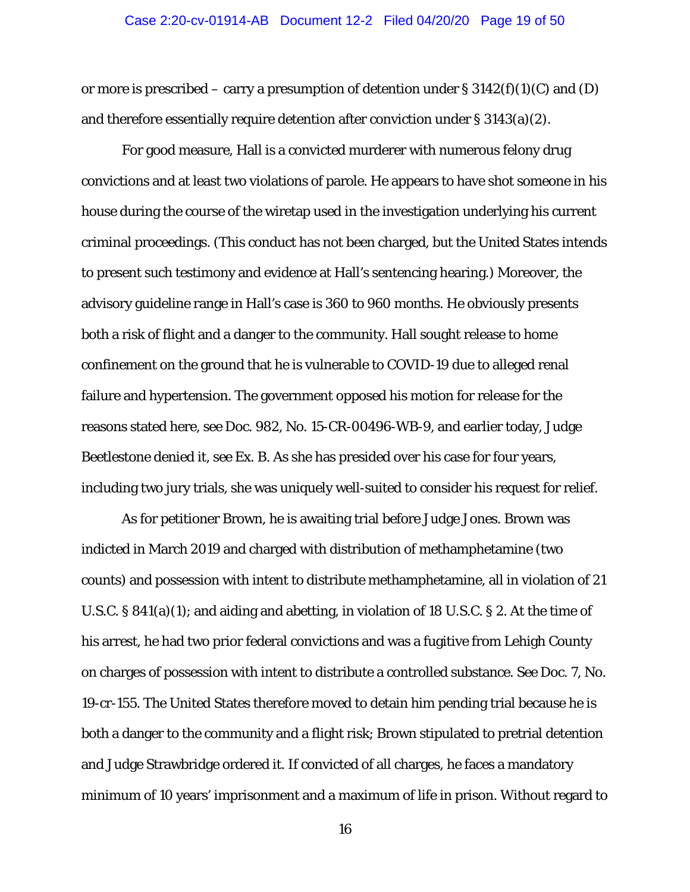or more is prescribed – carry a presumption of detention under § 3142(f)(1)(C) and (D) and therefore essentially require detention after conviction under § 3143(a)(2).

For good measure, Hall is a convicted murderer with numerous felony drug convictions and at least two violations of parole. He appears to have shot someone in his house during the course of the wiretap used in the investigation underlying his current criminal proceedings. (This conduct has not been charged, but the United States intends to present such testimony and evidence at Hall's sentencing hearing.) Moreover, the advisory guideline range in Hall's case is 360 to 960 months. He obviously presents both a risk of flight and a danger to the community. Hall sought release to home confinement on the ground that he is vulnerable to COVID-19 due to alleged renal failure and hypertension. The government opposed his motion for release for the reasons stated here, see Doc. 982, No. 15-CR-00496-WB-9, and earlier today, Judge Beetlestone denied it, see Ex. B. As she has presided over his case for four years, including two jury trials, she was uniquely well-suited to consider his request for relief.

As for petitioner Brown, he is awaiting trial before Judge Jones. Brown was indicted in March 2019 and charged with distribution of methamphetamine (two counts) and possession with intent to distribute methamphetamine, all in violation of 21 U.S.C. § 841(a)(1); and aiding and abetting, in violation of 18 U.S.C. § 2. At the time of his arrest, he had two prior federal convictions and was a fugitive from Lehigh County on charges of possession with intent to distribute a controlled substance. See Doc. 7, No. 19-cr-155. The United States therefore moved to detain him pending trial because he is both a danger to the community and a flight risk; Brown stipulated to pretrial detention and Judge Strawbridge ordered it. If convicted of all charges, he faces a mandatory minimum of 10 years' imprisonment and a maximum of life in prison. Without regard to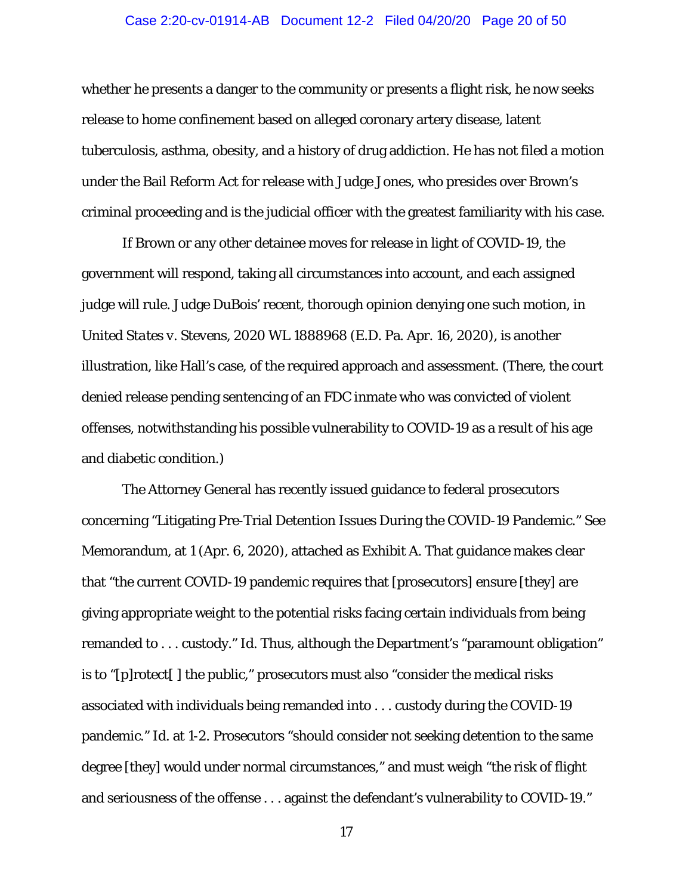whether he presents a danger to the community or presents a flight risk, he now seeks release to home confinement based on alleged coronary artery disease, latent tuberculosis, asthma, obesity, and a history of drug addiction. He has not filed a motion under the Bail Reform Act for release with Judge Jones, who presides over Brown's criminal proceeding and is the judicial officer with the greatest familiarity with his case.

If Brown or any other detainee moves for release in light of COVID-19, the government will respond, taking all circumstances into account, and each assigned judge will rule. Judge DuBois' recent, thorough opinion denying one such motion, in *United States v. Stevens*, 2020 WL 1888968 (E.D. Pa. Apr. 16, 2020), is another illustration, like Hall's case, of the required approach and assessment. (There, the court denied release pending sentencing of an FDC inmate who was convicted of violent offenses, notwithstanding his possible vulnerability to COVID-19 as a result of his age and diabetic condition.)

The Attorney General has recently issued guidance to federal prosecutors concerning "Litigating Pre-Trial Detention Issues During the COVID-19 Pandemic." *See* Memorandum, at 1 (Apr. 6, 2020), attached as Exhibit A. That guidance makes clear that "the current COVID-19 pandemic requires that [prosecutors] ensure [they] are giving appropriate weight to the potential risks facing certain individuals from being remanded to . . . custody." *Id.* Thus, although the Department's "paramount obligation" is to "[p]rotect[ ] the public," prosecutors must also "consider the medical risks associated with individuals being remanded into . . . custody during the COVID-19 pandemic." *Id.* at 1-2. Prosecutors "should consider not seeking detention to the same degree [they] would under normal circumstances," and must weigh "the risk of flight and seriousness of the offense . . . against the defendant's vulnerability to COVID-19."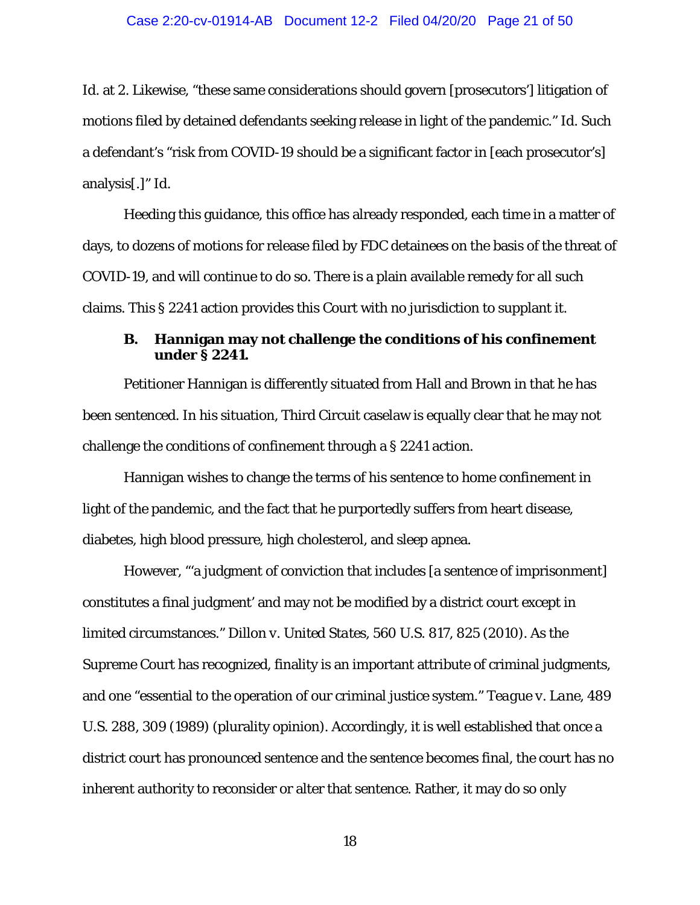Id. at 2. Likewise, "these same considerations should govern [prosecutors'] litigation of motions filed by detained defendants seeking release in light of the pandemic." Id. Such a defendant's "risk from COVID-19 should be a significant factor in [each prosecutor's] analysis[.]" Id.

Heeding this guidance, this office has already responded, each time in a matter of days, to dozens of motions for release filed by FDC detainees on the basis of the threat of COVID-19, and will continue to do so. There is a plain available remedy for all such claims. This § 2241 action provides this Court with no jurisdiction to supplant it.

### B. Hannigan may not challenge the conditions of his confinement under § 2241.

Petitioner Hannigan is differently situated from Hall and Brown in that he has been sentenced. In his situation, Third Circuit caselaw is equally clear that he may not challenge the conditions of confinement through a § 2241 action.

Hannigan wishes to change the terms of his sentence to home confinement in light of the pandemic, and the fact that he purportedly suffers from heart disease, diabetes, high blood pressure, high cholesterol, and sleep apnea.

However, "'a judgment of conviction that includes [a sentence of imprisonment] constitutes a final judgment' and may not be modified by a district court except in limited circumstances." *Dillon v. United States*, 560 U.S. 817, 825 (2010). As the Supreme Court has recognized, finality is an important attribute of criminal judgments, and one "essential to the operation of our criminal justice system." *Teague v. Lane*, 489 U.S. 288, 309 (1989) (plurality opinion). Accordingly, it is well established that once a district court has pronounced sentence and the sentence becomes final, the court has no inherent authority to reconsider or alter that sentence. Rather, it may do so only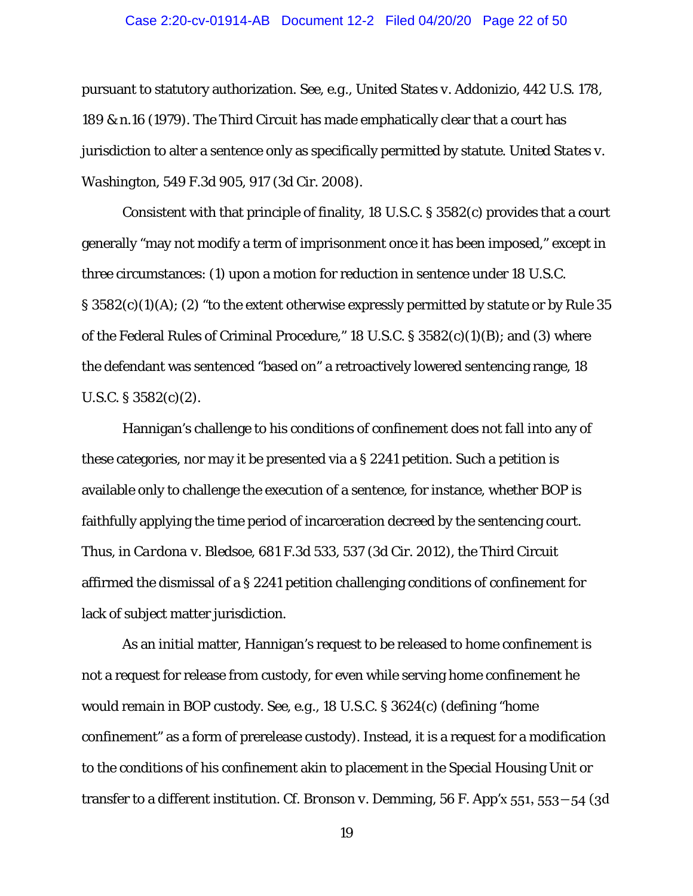pursuant to statutory authorization. *See, e.g.*, *United States v. Addonizio*, 442 U.S. 178, 189 & n.16 (1979). The Third Circuit has made emphatically clear that a court has jurisdiction to alter a sentence only as specifically permitted by statute. *United States v. Washington*, 549 F.3d 905, 917 (3d Cir. 2008).

Consistent with that principle of finality, 18 U.S.C. § 3582(c) provides that a court generally "may not modify a term of imprisonment once it has been imposed," except in three circumstances: (1) upon a motion for reduction in sentence under 18 U.S.C. § 3582(c)(1)(A); (2) "to the extent otherwise expressly permitted by statute or by Rule 35 of the Federal Rules of Criminal Procedure," 18 U.S.C. § 3582(c)(1)(B); and (3) where the defendant was sentenced "based on" a retroactively lowered sentencing range, 18 U.S.C. § 3582(c)(2).

Hannigan's challenge to his conditions of confinement does not fall into any of these categories, nor may it be presented via a § 2241 petition. Such a petition is available only to challenge the execution of a sentence, for instance, whether BOP is faithfully applying the time period of incarceration decreed by the sentencing court. Thus, in *Cardona v. Bledsoe*, 681 F.3d 533, 537 (3d Cir. 2012), the Third Circuit affirmed the dismissal of a § 2241 petition challenging conditions of confinement for lack of subject matter jurisdiction.

As an initial matter, Hannigan's request to be released to home confinement is not a request for release from custody, for even while serving home confinement he would remain in BOP custody. *See, e.g.*, 18 U.S.C. § 3624(c) (defining "home confinement" as a form of prerelease custody). Instead, it is a request for a modification to the conditions of his confinement akin to placement in the Special Housing Unit or transfer to a different institution. *Cf. Bronson v. Demming*, 56 F. App'x 551, 553–54 (3d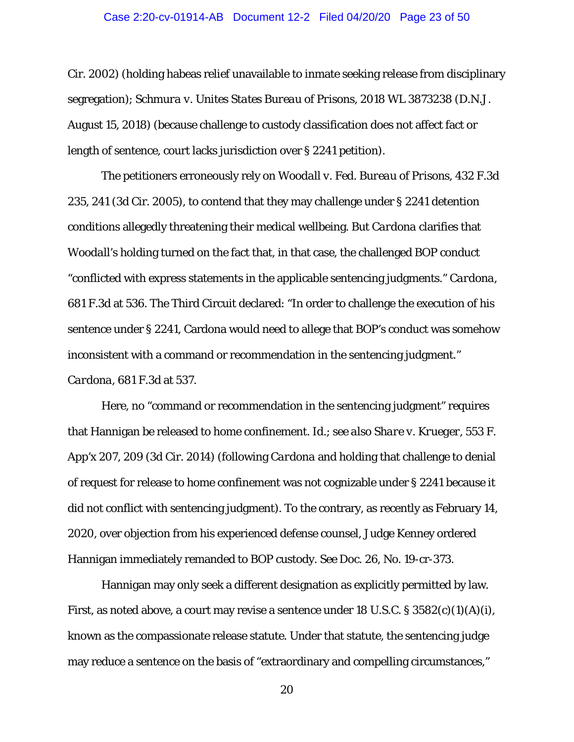Cir. 2002) (holding habeas relief unavailable to inmate seeking release from disciplinary segregation); *Schmura v. Unites States Bureau of Prisons*, 2018 WL 3873238 (D.N.J. August 15, 2018) (because challenge to custody classification does not affect fact or length of sentence, court lacks jurisdiction over § 2241 petition).

The petitioners erroneously rely on *Woodall v. Fed. Bureau of Prisons*, 432 F.3d 235, 241 (3d Cir. 2005), to contend that they may challenge under § 2241 detention conditions allegedly threatening their medical wellbeing. But *Cardona* clarifies that *Woodall*'s holding turned on the fact that, in that case, the challenged BOP conduct "conflicted with express statements in the applicable sentencing judgments." *Cardona*, 681 F.3d at 536. The Third Circuit declared: "In order to challenge the execution of his sentence under § 2241, Cardona would need to allege that BOP's conduct was somehow inconsistent with a command or recommendation in the sentencing judgment." *Cardona*, 681 F.3d at 537.

Here, no "command or recommendation in the sentencing judgment" requires that Hannigan be released to home confinement. *Id.*; *see also Share v. Krueger*, 553 F. App'x 207, 209 (3d Cir. 2014) (following *Cardona* and holding that challenge to denial of request for release to home confinement was not cognizable under § 2241 because it did not conflict with sentencing judgment). To the contrary, as recently as February 14, 2020, over objection from his experienced defense counsel, Judge Kenney ordered Hannigan immediately remanded to BOP custody. See Doc. 26, No. 19-cr-373.

Hannigan may only seek a different designation as explicitly permitted by law. First, as noted above, a court may revise a sentence under 18 U.S.C. § 3582(c)(1)(A)(i), known as the compassionate release statute. Under that statute, the sentencing judge may reduce a sentence on the basis of "extraordinary and compelling circumstances,"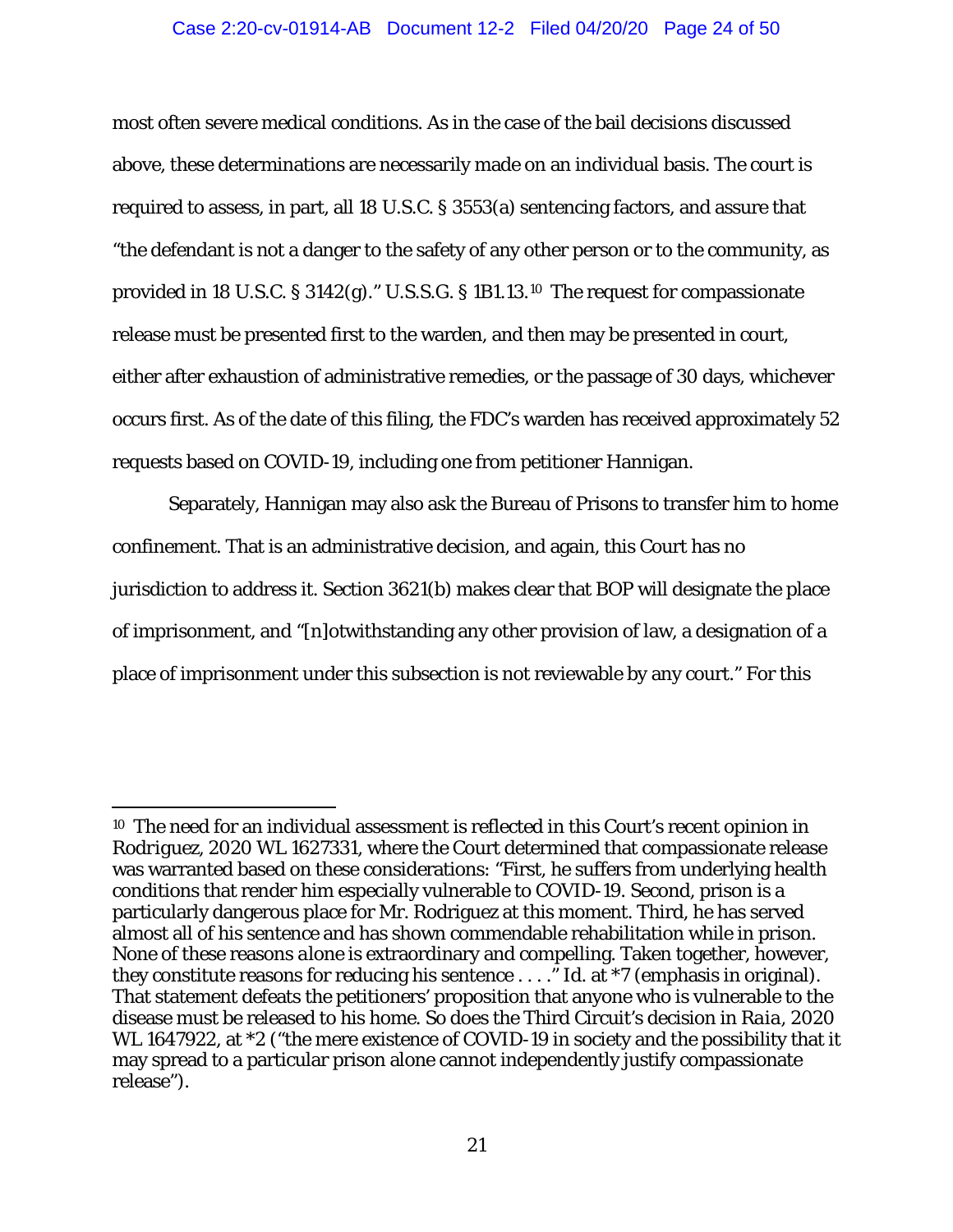most often severe medical conditions. As in the case of the bail decisions discussed above, these determinations are necessarily made on an individual basis. The court is required to assess, in part, all 18 U.S.C. § 3553(a) sentencing factors, and assure that "the defendant is not a danger to the safety of any other person or to the community, as provided in 18 U.S.C. § 3142(g)." U.S.S.G. § 1B1.13.[10] The request for compassionate release must be presented first to the warden, and then may be presented in court, either after exhaustion of administrative remedies, or the passage of 30 days, whichever occurs first. As of the date of this filing, the FDC's warden has received approximately 52 requests based on COVID-19, including one from petitioner Hannigan.

Separately, Hannigan may also ask the Bureau of Prisons to transfer him to home confinement. That is an administrative decision, and again, this Court has no jurisdiction to address it. Section 3621(b) makes clear that BOP will designate the place of imprisonment, and "[n]otwithstanding any other provision of law, a designation of a place of imprisonment under this subsection is not reviewable by any court." For this

---

[10] The need for an individual assessment is reflected in this Court's recent opinion in *Rodriguez*, 2020 WL 1627331, where the Court determined that compassionate release was warranted based on these considerations: "First, he suffers from underlying health conditions that render him especially vulnerable to COVID-19. Second, prison is a particularly dangerous place for Mr. Rodriguez at this moment. Third, he has served almost all of his sentence and has shown commendable rehabilitation while in prison. None of these reasons *alone* is extraordinary and compelling. Taken together, however, they constitute reasons for reducing his sentence . . . ." *Id.* at *7 (emphasis in original). That statement defeats the petitioners' proposition that anyone who is vulnerable to the disease must be released to his home. So does the Third Circuit's decision in *Raia*, 2020 WL 1647922, at *2 ("the mere existence of COVID-19 in society and the possibility that it may spread to a particular prison alone cannot independently justify compassionate release").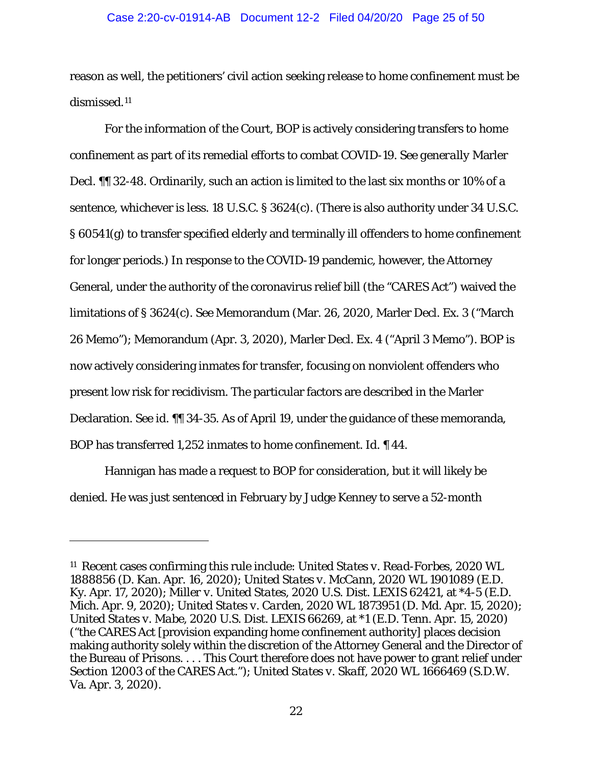reason as well, the petitioners' civil action seeking release to home confinement must be dismissed.[11]

For the information of the Court, BOP is actively considering transfers to home confinement as part of its remedial efforts to combat COVID-19. *See generally* Marler Decl. ¶¶ 32-48. Ordinarily, such an action is limited to the last six months or 10% of a sentence, whichever is less. 18 U.S.C. § 3624(c). (There is also authority under 34 U.S.C. § 60541(g) to transfer specified elderly and terminally ill offenders to home confinement for longer periods.) In response to the COVID-19 pandemic, however, the Attorney General, under the authority of the coronavirus relief bill (the "CARES Act") waived the limitations of § 3624(c). *See* Memorandum (Mar. 26, 2020, Marler Decl. Ex. 3 ("March 26 Memo"); Memorandum (Apr. 3, 2020), Marler Decl. Ex. 4 ("April 3 Memo"). BOP is now actively considering inmates for transfer, focusing on nonviolent offenders who present low risk for recidivism. The particular factors are described in the Marler Declaration. *See id.* ¶¶ 34-35. As of April 19, under the guidance of these memoranda, BOP has transferred 1,252 inmates to home confinement. *Id.* ¶ 44.

Hannigan has made a request to BOP for consideration, but it will likely be denied. He was just sentenced in February by Judge Kenney to serve a 52-month

---

[11] Recent cases confirming this rule include: *United States v. Read-Forbes*, 2020 WL 1888856 (D. Kan. Apr. 16, 2020); *United States v. McCann*, 2020 WL 1901089 (E.D. Ky. Apr. 17, 2020); *Miller v. United States*, 2020 U.S. Dist. LEXIS 62421, at *4-5 (E.D. Mich. Apr. 9, 2020); *United States v. Carden*, 2020 WL 1873951 (D. Md. Apr. 15, 2020); *United States v. Mabe*, 2020 U.S. Dist. LEXIS 66269, at *1 (E.D. Tenn. Apr. 15, 2020) ("the CARES Act [provision expanding home confinement authority] places decision making authority solely within the discretion of the Attorney General and the Director of the Bureau of Prisons. . . . This Court therefore does not have power to grant relief under Section 12003 of the CARES Act."); *United States v. Skaff*, 2020 WL 1666469 (S.D.W. Va. Apr. 3, 2020).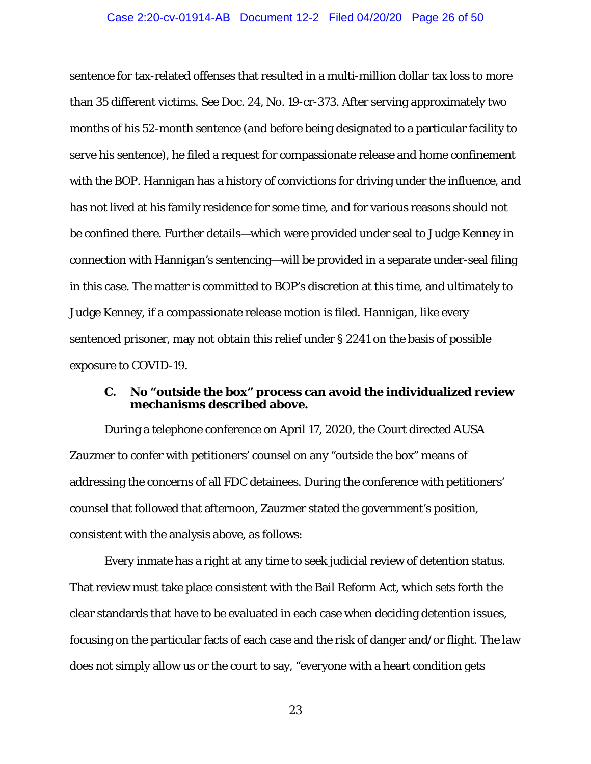sentence for tax-related offenses that resulted in a multi-million dollar tax loss to more than 35 different victims. See Doc. 24, No. 19-cr-373. After serving approximately two months of his 52-month sentence (and before being designated to a particular facility to serve his sentence), he filed a request for compassionate release and home confinement with the BOP. Hannigan has a history of convictions for driving under the influence, and has not lived at his family residence for some time, and for various reasons should not be confined there. Further details—which were provided under seal to Judge Kenney in connection with Hannigan's sentencing—will be provided in a separate under-seal filing in this case. The matter is committed to BOP's discretion at this time, and ultimately to Judge Kenney, if a compassionate release motion is filed. Hannigan, like every sentenced prisoner, may not obtain this relief under § 2241 on the basis of possible exposure to COVID-19.

### C. No "outside the box" process can avoid the individualized review mechanisms described above.

During a telephone conference on April 17, 2020, the Court directed AUSA Zauzmer to confer with petitioners' counsel on any "outside the box" means of addressing the concerns of all FDC detainees. During the conference with petitioners' counsel that followed that afternoon, Zauzmer stated the government's position, consistent with the analysis above, as follows:

Every inmate has a right at any time to seek judicial review of detention status. That review must take place consistent with the Bail Reform Act, which sets forth the clear standards that have to be evaluated in each case when deciding detention issues, focusing on the particular facts of each case and the risk of danger and/or flight. The law does not simply allow us or the court to say, "everyone with a heart condition gets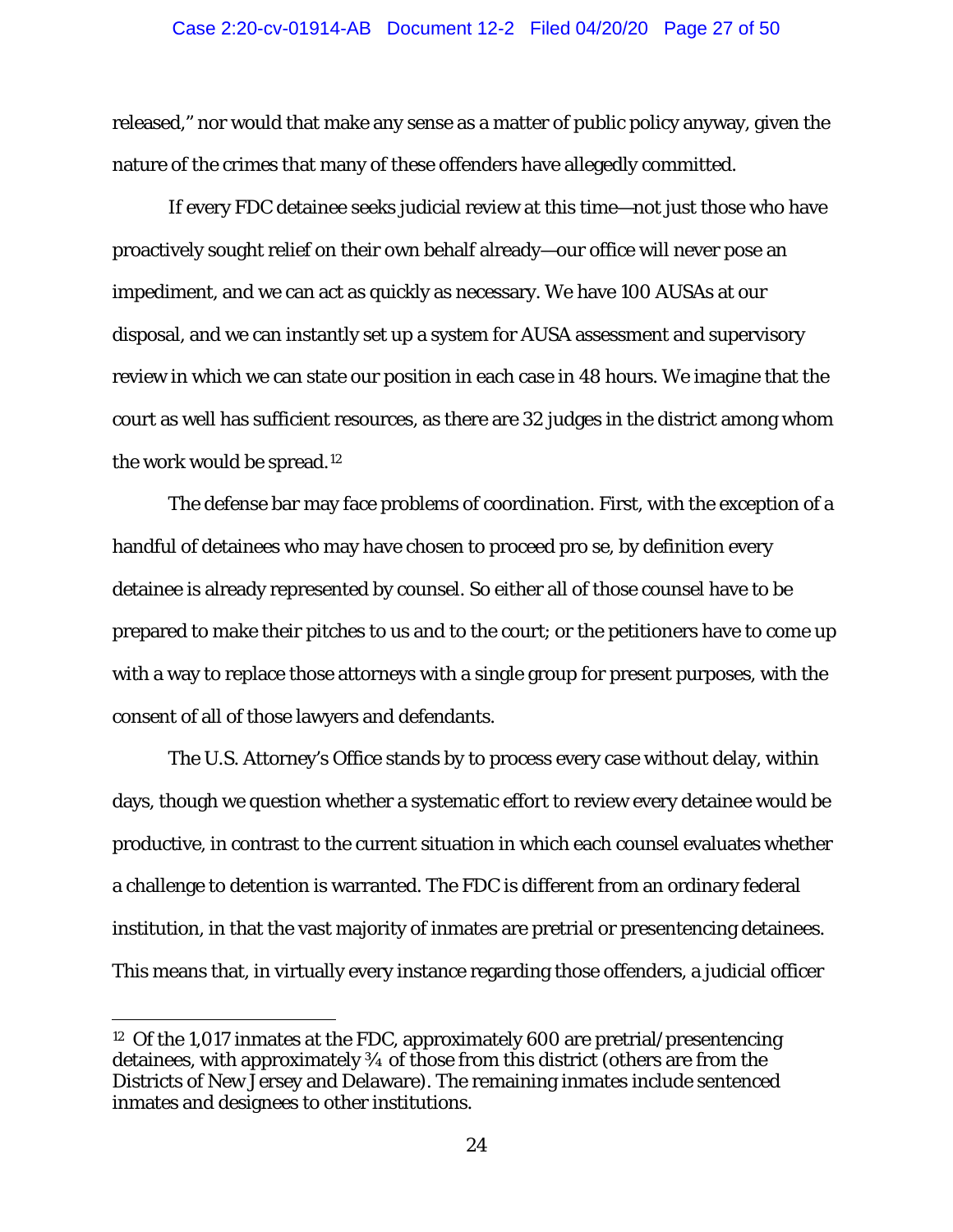released," nor would that make any sense as a matter of public policy anyway, given the nature of the crimes that many of these offenders have allegedly committed.

If every FDC detainee seeks judicial review at this time—not just those who have proactively sought relief on their own behalf already—our office will never pose an impediment, and we can act as quickly as necessary. We have 100 AUSAs at our disposal, and we can instantly set up a system for AUSA assessment and supervisory review in which we can state our position in each case in 48 hours. We imagine that the court as well has sufficient resources, as there are 32 judges in the district among whom the work would be spread.[12]

The defense bar may face problems of coordination. First, with the exception of a handful of detainees who may have chosen to proceed pro se, by definition every detainee is already represented by counsel. So either all of those counsel have to be prepared to make their pitches to us and to the court; or the petitioners have to come up with a way to replace those attorneys with a single group for present purposes, with the consent of all of those lawyers and defendants.

The U.S. Attorney's Office stands by to process every case without delay, within days, though we question whether a systematic effort to review every detainee would be productive, in contrast to the current situation in which each counsel evaluates whether a challenge to detention is warranted. The FDC is different from an ordinary federal institution, in that the vast majority of inmates are pretrial or presentencing detainees. This means that, in virtually every instance regarding those offenders, a judicial officer

---

[12] Of the 1,017 inmates at the FDC, approximately 600 are pretrial/presentencing detainees, with approximately ¾ of those from this district (others are from the Districts of New Jersey and Delaware). The remaining inmates include sentenced inmates and designees to other institutions.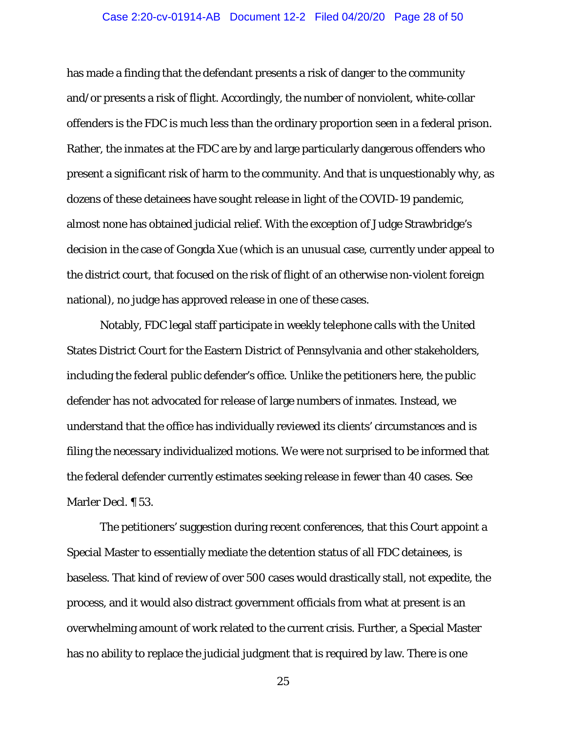has made a finding that the defendant presents a risk of danger to the community and/or presents a risk of flight. Accordingly, the number of nonviolent, white-collar offenders is the FDC is much less than the ordinary proportion seen in a federal prison. Rather, the inmates at the FDC are by and large particularly dangerous offenders who present a significant risk of harm to the community. And that is unquestionably why, as dozens of these detainees have sought release in light of the COVID-19 pandemic, almost none has obtained judicial relief. With the exception of Judge Strawbridge's decision in the case of Gongda Xue (which is an unusual case, currently under appeal to the district court, that focused on the risk of flight of an otherwise non-violent foreign national), no judge has approved release in one of these cases.

Notably, FDC legal staff participate in weekly telephone calls with the United States District Court for the Eastern District of Pennsylvania and other stakeholders, including the federal public defender's office. Unlike the petitioners here, the public defender has not advocated for release of large numbers of inmates. Instead, we understand that the office has individually reviewed its clients' circumstances and is filing the necessary individualized motions. We were not surprised to be informed that the federal defender currently estimates seeking release in fewer than 40 cases. See Marler Decl. ¶ 53.

The petitioners' suggestion during recent conferences, that this Court appoint a Special Master to essentially mediate the detention status of all FDC detainees, is baseless. That kind of review of over 500 cases would drastically stall, not expedite, the process, and it would also distract government officials from what at present is an overwhelming amount of work related to the current crisis. Further, a Special Master has no ability to replace the judicial judgment that is required by law. There is one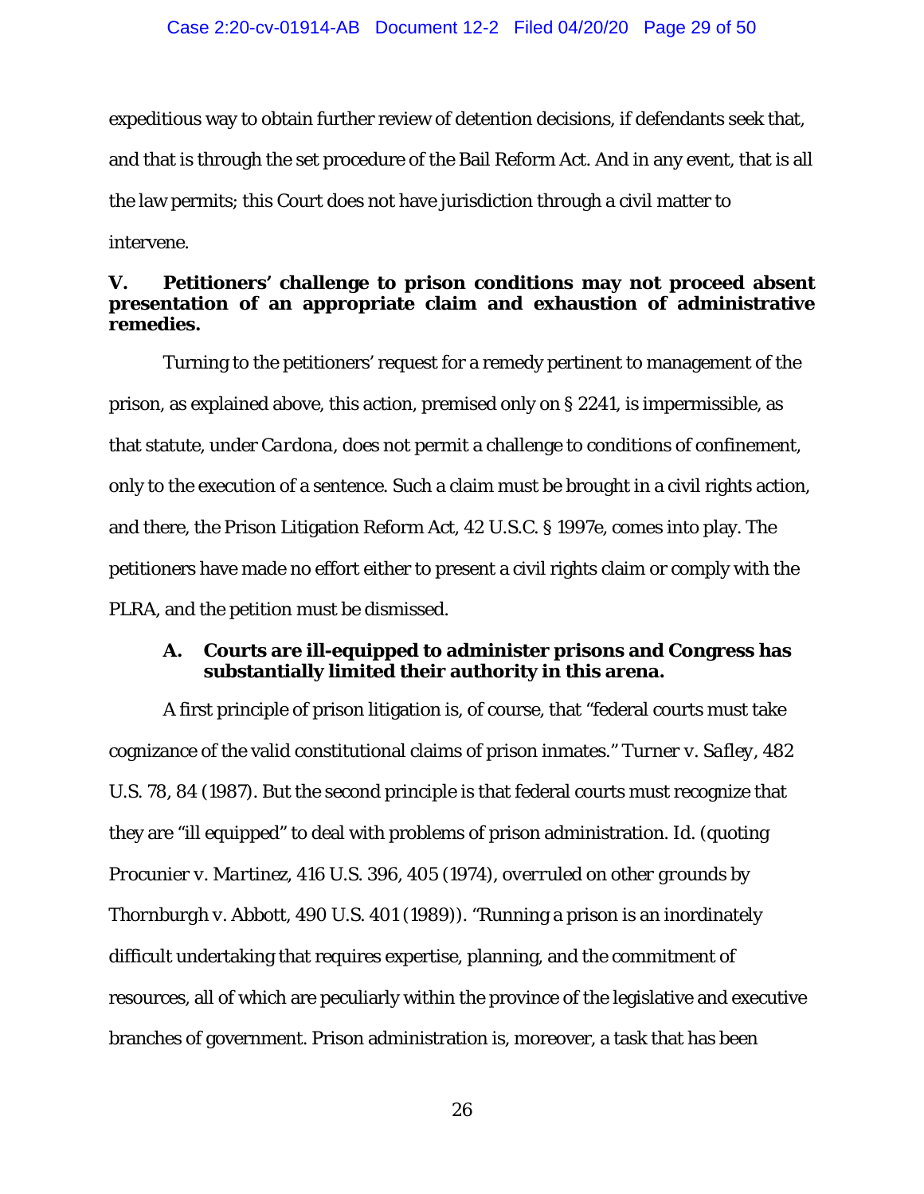expeditious way to obtain further review of detention decisions, if defendants seek that, and that is through the set procedure of the Bail Reform Act. And in any event, that is all the law permits; this Court does not have jurisdiction through a civil matter to intervene.

## V. Petitioners' challenge to prison conditions may not proceed absent presentation of an appropriate claim and exhaustion of administrative remedies.

Turning to the petitioners' request for a remedy pertinent to management of the prison, as explained above, this action, premised only on § 2241, is impermissible, as that statute, under *Cardona*, does not permit a challenge to conditions of confinement, only to the execution of a sentence. Such a claim must be brought in a civil rights action, and there, the Prison Litigation Reform Act, 42 U.S.C. § 1997e, comes into play. The petitioners have made no effort either to present a civil rights claim or comply with the PLRA, and the petition must be dismissed.

### A. Courts are ill-equipped to administer prisons and Congress has substantially limited their authority in this arena.

A first principle of prison litigation is, of course, that "federal courts must take cognizance of the valid constitutional claims of prison inmates." *Turner v. Safley*, 482 U.S. 78, 84 (1987). But the second principle is that federal courts must recognize that they are "ill equipped" to deal with problems of prison administration. *Id.* (quoting *Procunier v. Martinez*, 416 U.S. 396, 405 (1974), *overruled on other grounds by Thornburgh v. Abbott*, 490 U.S. 401 (1989)). "Running a prison is an inordinately difficult undertaking that requires expertise, planning, and the commitment of resources, all of which are peculiarly within the province of the legislative and executive branches of government. Prison administration is, moreover, a task that has been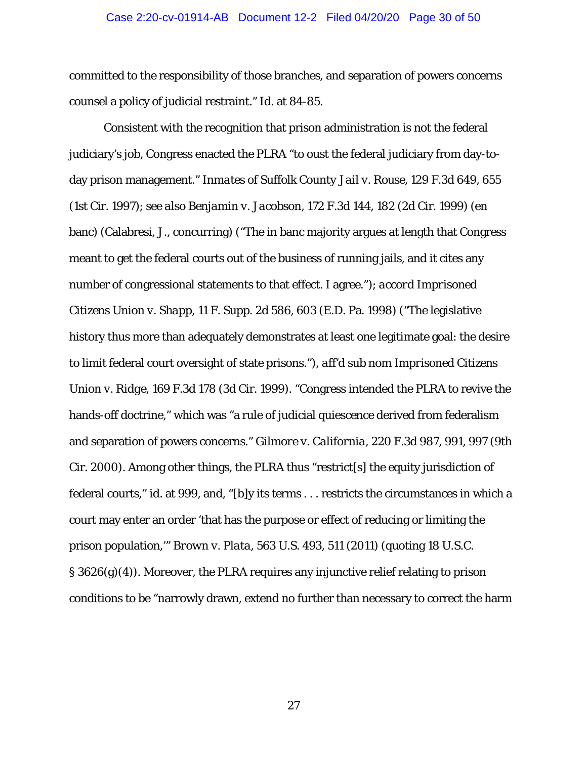committed to the responsibility of those branches, and separation of powers concerns counsel a policy of judicial restraint." *Id.* at 84-85.

Consistent with the recognition that prison administration is not the federal judiciary's job, Congress enacted the PLRA "to oust the federal judiciary from day-to-day prison management." *Inmates of Suffolk County Jail v. Rouse*, 129 F.3d 649, 655 (1st Cir. 1997); *see also Benjamin v. Jacobson*, 172 F.3d 144, 182 (2d Cir. 1999) (en banc) (Calabresi, J., concurring) ("The in banc majority argues at length that Congress meant to get the federal courts out of the business of running jails, and it cites any number of congressional statements to that effect. I agree."); *accord Imprisoned Citizens Union v. Shapp*, 11 F. Supp. 2d 586, 603 (E.D. Pa. 1998) ("The legislative history thus more than adequately demonstrates at least one legitimate goal: the desire to limit federal court oversight of state prisons."), *aff'd sub nom Imprisoned Citizens Union v. Ridge*, 169 F.3d 178 (3d Cir. 1999). "Congress intended the PLRA to revive the hands-off doctrine," which was "a rule of judicial quiescence derived from federalism and separation of powers concerns." *Gilmore v. California*, 220 F.3d 987, 991, 997 (9th Cir. 2000). Among other things, the PLRA thus "restrict[s] the equity jurisdiction of federal courts," *id.* at 999, and, "[b]y its terms . . . restricts the circumstances in which a court may enter an order 'that has the purpose or effect of reducing or limiting the prison population,'" *Brown v. Plata*, 563 U.S. 493, 511 (2011) (quoting 18 U.S.C. § 3626(g)(4)). Moreover, the PLRA requires any injunctive relief relating to prison conditions to be "narrowly drawn, extend no further than necessary to correct the harm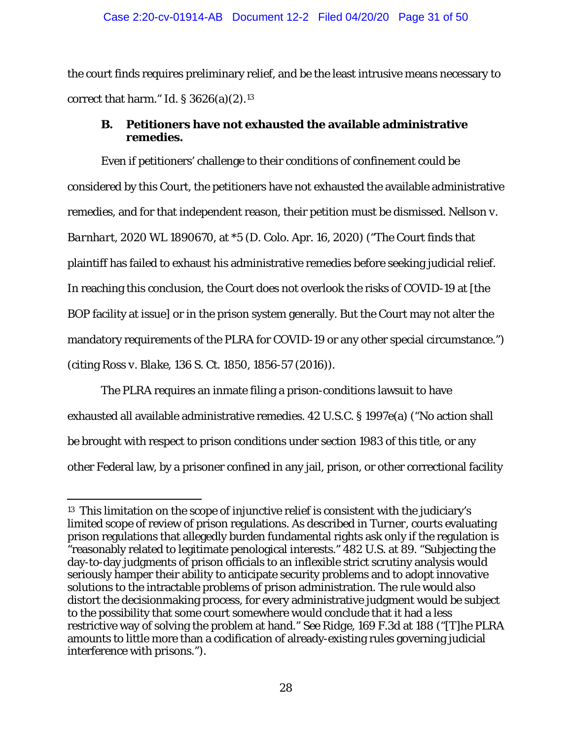the court finds requires preliminary relief, and be the least intrusive means necessary to correct that harm." *Id.* § 3626(a)(2).[13]

### B. Petitioners have not exhausted the available administrative remedies.

Even if petitioners' challenge to their conditions of confinement could be considered by this Court, the petitioners have not exhausted the available administrative remedies, and for that independent reason, their petition must be dismissed. *Nellson v. Barnhart*, 2020 WL 1890670, at *5 (D. Colo. Apr. 16, 2020) ("The Court finds that plaintiff has failed to exhaust his administrative remedies before seeking judicial relief. In reaching this conclusion, the Court does not overlook the risks of COVID-19 at [the BOP facility at issue] or in the prison system generally. But the Court may not alter the mandatory requirements of the PLRA for COVID-19 or any other special circumstance.") (citing *Ross v. Blake*, 136 S. Ct. 1850, 1856-57 (2016)).

The PLRA requires an inmate filing a prison-conditions lawsuit to have exhausted all available administrative remedies. 42 U.S.C. § 1997e(a) ("No action shall be brought with respect to prison conditions under section 1983 of this title, or any other Federal law, by a prisoner confined in any jail, prison, or other correctional facility

---

[13] This limitation on the scope of injunctive relief is consistent with the judiciary's limited scope of review of prison regulations. As described in Turner, courts evaluating prison regulations that allegedly burden fundamental rights ask only if the regulation is "reasonably related to legitimate penological interests." 482 U.S. at 89. "Subjecting the day-to-day judgments of prison officials to an inflexible strict scrutiny analysis would seriously hamper their ability to anticipate security problems and to adopt innovative solutions to the intractable problems of prison administration. The rule would also distort the decisionmaking process, for every administrative judgment would be subject to the possibility that some court somewhere would conclude that it had a less restrictive way of solving the problem at hand." See Ridge, 169 F.3d at 188 ("[T]he PLRA amounts to little more than a codification of already-existing rules governing judicial interference with prisons.").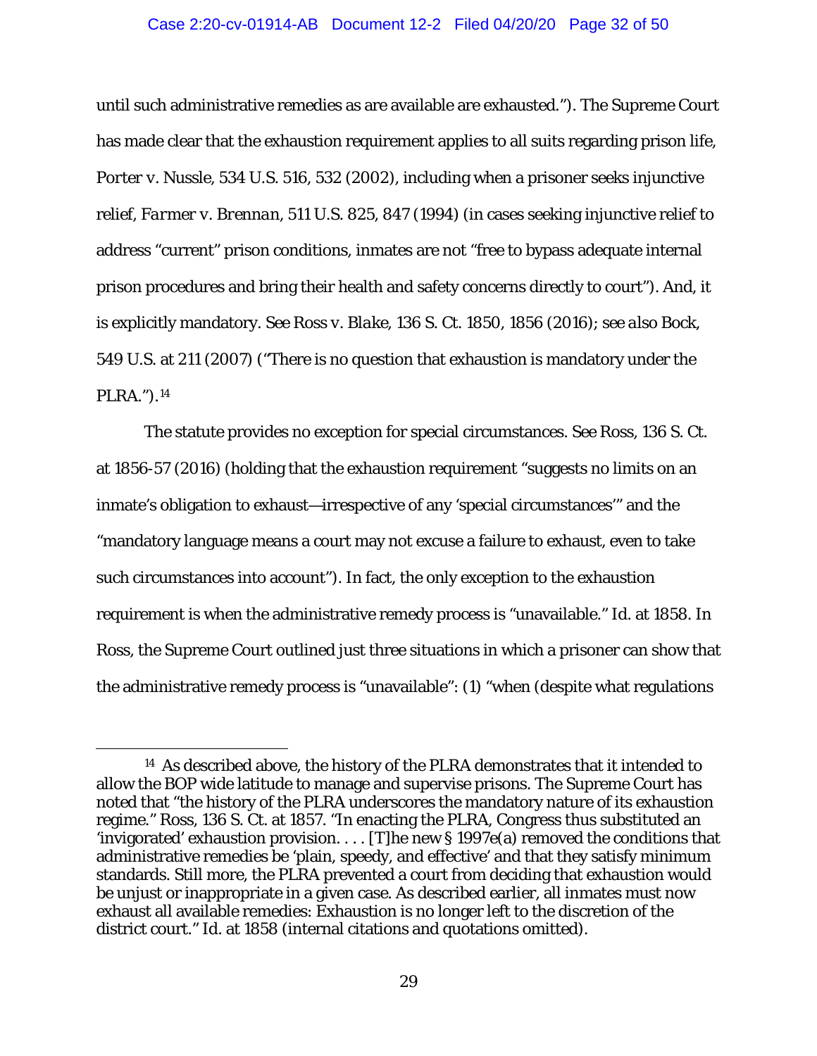until such administrative remedies as are available are exhausted."). The Supreme Court has made clear that the exhaustion requirement applies to all suits regarding prison life, *Porter v. Nussle*, 534 U.S. 516, 532 (2002), including when a prisoner seeks injunctive relief, *Farmer v. Brennan*, 511 U.S. 825, 847 (1994) (in cases seeking injunctive relief to address "current" prison conditions, inmates are not "free to bypass adequate internal prison procedures and bring their health and safety concerns directly to court"). And, it is explicitly mandatory. *See Ross v. Blake*, 136 S. Ct. 1850, 1856 (2016); *see also Bock*, 549 U.S. at 211 (2007) ("There is no question that exhaustion is mandatory under the PLRA.").[14]

The statute provides no exception for special circumstances. See Ross, 136 S. Ct. at 1856-57 (2016) (holding that the exhaustion requirement "suggests no limits on an inmate's obligation to exhaust—irrespective of any 'special circumstances'" and the "mandatory language means a court may not excuse a failure to exhaust, even to take such circumstances into account"). In fact, the only exception to the exhaustion requirement is when the administrative remedy process is "unavailable." *Id.* at 1858. In Ross, the Supreme Court outlined just three situations in which a prisoner can show that the administrative remedy process is "unavailable": (1) "when (despite what regulations

[14] As described above, the history of the PLRA demonstrates that it intended to allow the BOP wide latitude to manage and supervise prisons. The Supreme Court has noted that "the history of the PLRA underscores the mandatory nature of its exhaustion regime." Ross, 136 S. Ct. at 1857. "In enacting the PLRA, Congress thus substituted an 'invigorated' exhaustion provision. . . . [T]he new § 1997e(a) removed the conditions that administrative remedies be 'plain, speedy, and effective' and that they satisfy minimum standards. Still more, the PLRA prevented a court from deciding that exhaustion would be unjust or inappropriate in a given case. As described earlier, all inmates must now exhaust all available remedies: Exhaustion is no longer left to the discretion of the district court." Id. at 1858 (internal citations and quotations omitted).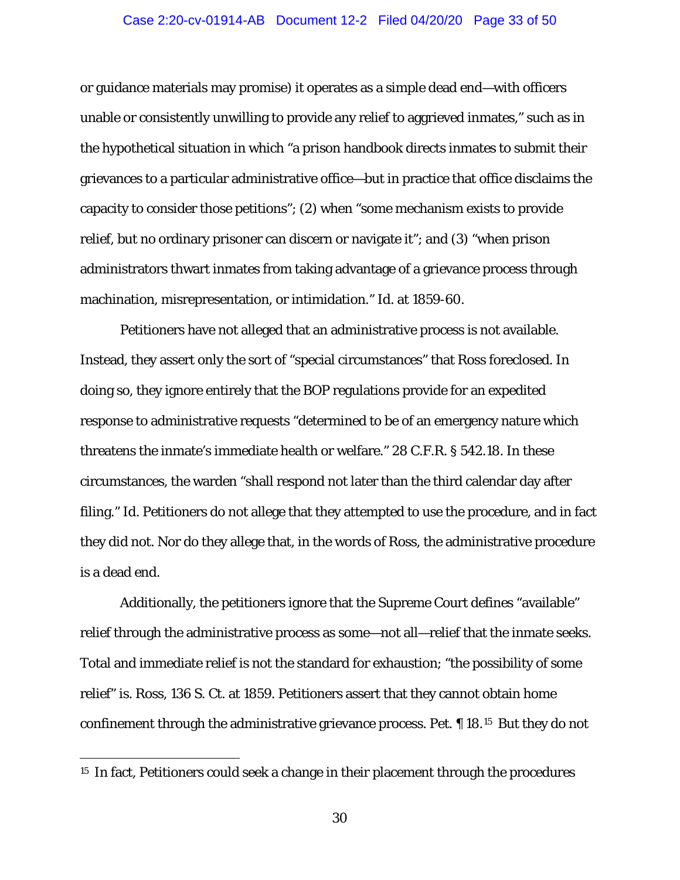or guidance materials may promise) it operates as a simple dead end—with officers unable or consistently unwilling to provide any relief to aggrieved inmates," such as in the hypothetical situation in which "a prison handbook directs inmates to submit their grievances to a particular administrative office—but in practice that office disclaims the capacity to consider those petitions"; (2) when "some mechanism exists to provide relief, but no ordinary prisoner can discern or navigate it"; and (3) "when prison administrators thwart inmates from taking advantage of a grievance process through machination, misrepresentation, or intimidation." Id. at 1859-60.

Petitioners have not alleged that an administrative process is not available. Instead, they assert only the sort of "special circumstances" that Ross foreclosed. In doing so, they ignore entirely that the BOP regulations provide for an expedited response to administrative requests "determined to be of an emergency nature which threatens the inmate's immediate health or welfare." 28 C.F.R. § 542.18. In these circumstances, the warden "shall respond not later than the third calendar day after filing." Id. Petitioners do not allege that they attempted to use the procedure, and in fact they did not. Nor do they allege that, in the words of Ross, the administrative procedure is a dead end.

Additionally, the petitioners ignore that the Supreme Court defines "available" relief through the administrative process as some—not all—relief that the inmate seeks. Total and immediate relief is not the standard for exhaustion; "the possibility of some relief" is. Ross, 136 S. Ct. at 1859. Petitioners assert that they cannot obtain home confinement through the administrative grievance process. Pet. ¶ 18.[15] But they do not

[15] In fact, Petitioners could seek a change in their placement through the procedures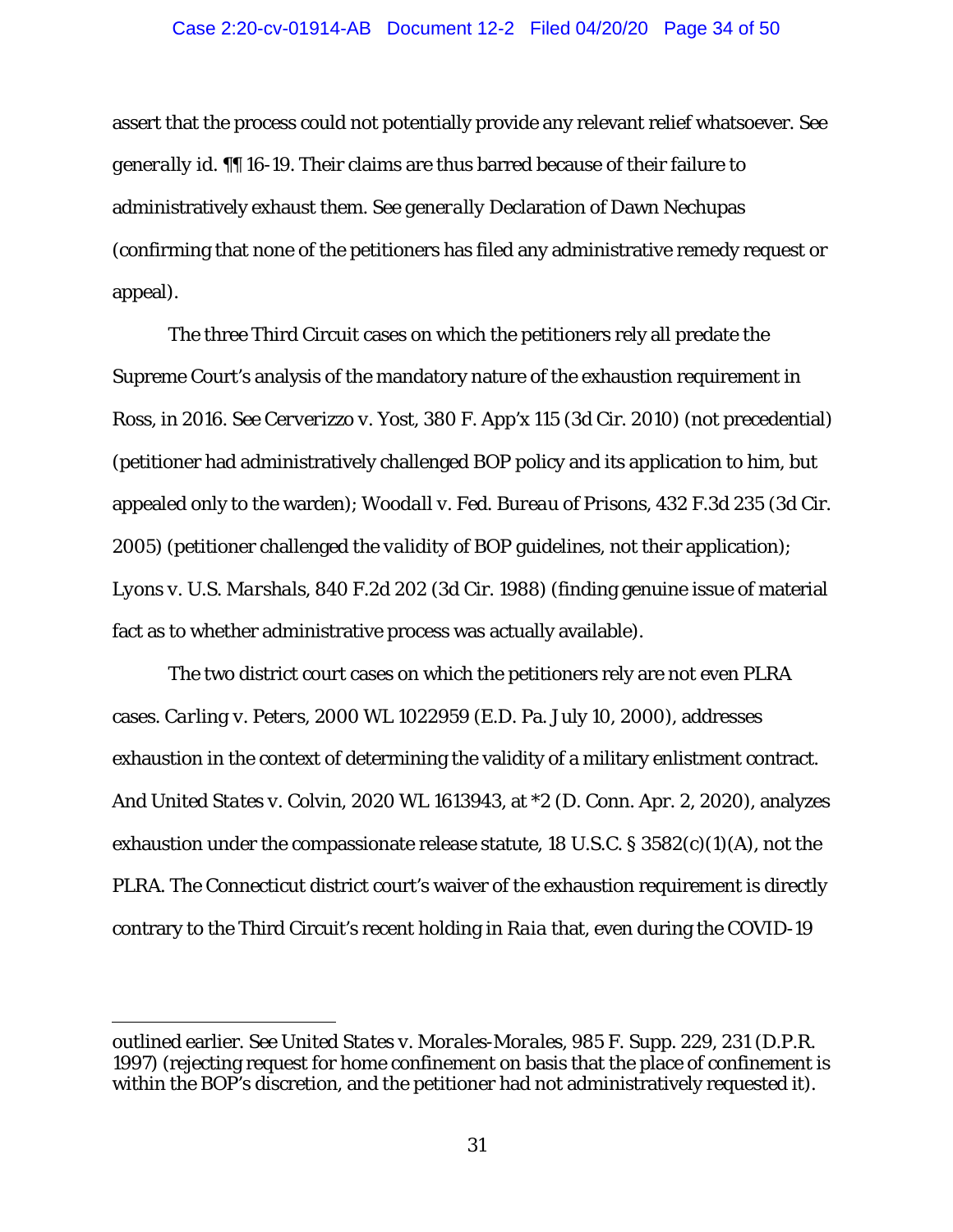assert that the process could not potentially provide any relevant relief whatsoever. *See generally id.* ¶¶ 16-19. Their claims are thus barred because of their failure to administratively exhaust them. *See generally* Declaration of Dawn Nechupas (confirming that none of the petitioners has filed any administrative remedy request or appeal).

The three Third Circuit cases on which the petitioners rely all predate the Supreme Court's analysis of the mandatory nature of the exhaustion requirement in *Ross*, in 2016. *See Cerverizzo v. Yost*, 380 F. App'x 115 (3d Cir. 2010) (not precedential) (petitioner had administratively challenged BOP policy and its application to him, but appealed only to the warden); *Woodall v. Fed. Bureau of Prisons*, 432 F.3d 235 (3d Cir. 2005) (petitioner challenged the *validity* of BOP guidelines, not their application); *Lyons v. U.S. Marshals*, 840 F.2d 202 (3d Cir. 1988) (finding genuine issue of material fact as to whether administrative process was actually available).

The two district court cases on which the petitioners rely are not even PLRA cases. *Carling v. Peters*, 2000 WL 1022959 (E.D. Pa. July 10, 2000), addresses exhaustion in the context of determining the validity of a military enlistment contract. And *United States v. Colvin*, 2020 WL 1613943, at *2 (D. Conn. Apr. 2, 2020), analyzes exhaustion under the compassionate release statute, 18 U.S.C. § 3582(c)(1)(A), not the PLRA. The Connecticut district court's waiver of the exhaustion requirement is directly contrary to the Third Circuit's recent holding in *Raia* that, even during the COVID-19

---

outlined earlier. *See United States v. Morales-Morales*, 985 F. Supp. 229, 231 (D.P.R. 1997) (rejecting request for home confinement on basis that the place of confinement is within the BOP's discretion, and the petitioner had not administratively requested it).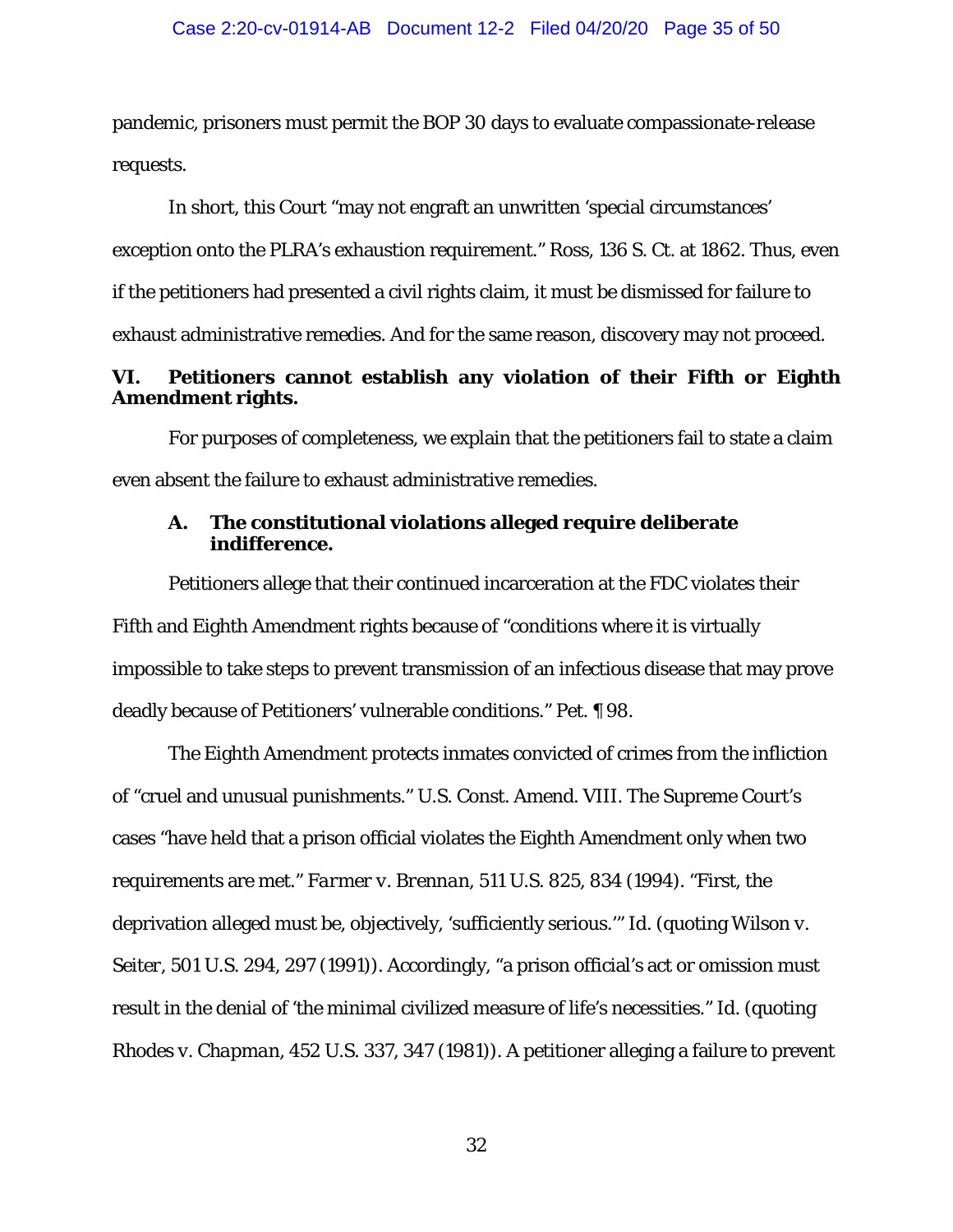pandemic, prisoners must permit the BOP 30 days to evaluate compassionate-release requests.

In short, this Court "may not engraft an unwritten 'special circumstances' exception onto the PLRA's exhaustion requirement." Ross, 136 S. Ct. at 1862. Thus, even if the petitioners had presented a civil rights claim, it must be dismissed for failure to exhaust administrative remedies. And for the same reason, discovery may not proceed.

## VI. Petitioners cannot establish any violation of their Fifth or Eighth Amendment rights.

For purposes of completeness, we explain that the petitioners fail to state a claim even absent the failure to exhaust administrative remedies.

### A. The constitutional violations alleged require deliberate indifference.

Petitioners allege that their continued incarceration at the FDC violates their Fifth and Eighth Amendment rights because of "conditions where it is virtually impossible to take steps to prevent transmission of an infectious disease that may prove deadly because of Petitioners' vulnerable conditions." Pet. ¶ 98.

The Eighth Amendment protects inmates convicted of crimes from the infliction of "cruel and unusual punishments." U.S. Const. Amend. VIII. The Supreme Court's cases "have held that a prison official violates the Eighth Amendment only when two requirements are met." *Farmer v. Brennan*, 511 U.S. 825, 834 (1994). "First, the deprivation alleged must be, objectively, 'sufficiently serious.'" *Id.* (quoting *Wilson v. Seiter*, 501 U.S. 294, 297 (1991)). Accordingly, "a prison official's act or omission must result in the denial of 'the minimal civilized measure of life's necessities." *Id.* (quoting *Rhodes v. Chapman*, 452 U.S. 337, 347 (1981)). A petitioner alleging a failure to prevent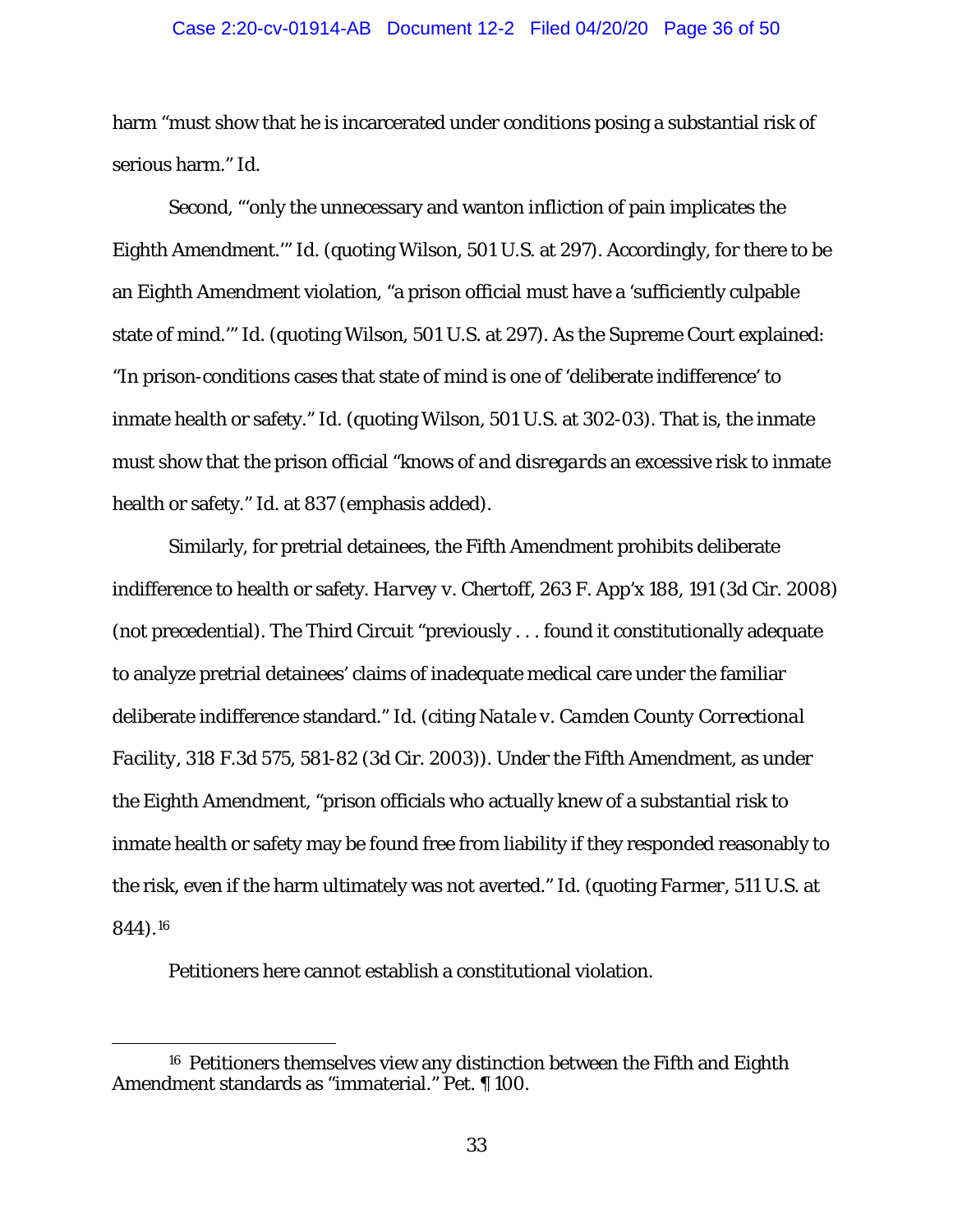harm "must show that he is incarcerated under conditions posing a substantial risk of serious harm." *Id.*

Second, "'only the unnecessary and wanton infliction of pain implicates the Eighth Amendment.'" *Id.* (quoting *Wilson*, 501 U.S. at 297). Accordingly, for there to be an Eighth Amendment violation, "a prison official must have a 'sufficiently culpable state of mind.'" *Id.* (quoting *Wilson*, 501 U.S. at 297). As the Supreme Court explained: "In prison-conditions cases that state of mind is one of 'deliberate indifference' to inmate health or safety." *Id.* (quoting *Wilson*, 501 U.S. at 302-03). That is, the inmate must show that the prison official "*knows of and disregards* an excessive risk to inmate health or safety." *Id.* at 837 (emphasis added).

Similarly, for pretrial detainees, the Fifth Amendment prohibits deliberate indifference to health or safety. *Harvey v. Chertoff*, 263 F. App'x 188, 191 (3d Cir. 2008) (not precedential). The Third Circuit "previously . . . found it constitutionally adequate to analyze pretrial detainees' claims of inadequate medical care under the familiar deliberate indifference standard." *Id.* (citing *Natale v. Camden County Correctional Facility*, 318 F.3d 575, 581-82 (3d Cir. 2003)). Under the Fifth Amendment, as under the Eighth Amendment, "prison officials who actually knew of a substantial risk to inmate health or safety may be found free from liability if they responded reasonably to the risk, even if the harm ultimately was not averted." *Id.* (quoting *Farmer*, 511 U.S. at 844).[16]

Petitioners here cannot establish a constitutional violation.

---

[16] Petitioners themselves view any distinction between the Fifth and Eighth Amendment standards as "immaterial." Pet. ¶ 100.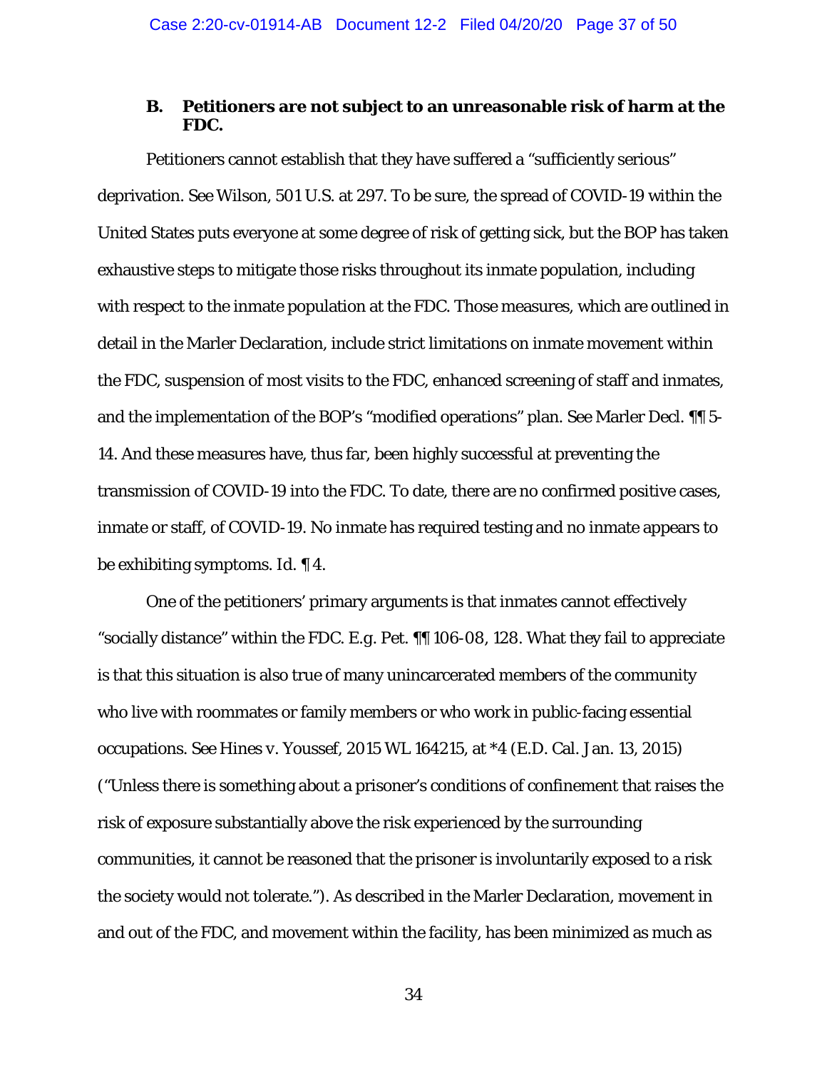### B. Petitioners are not subject to an unreasonable risk of harm at the FDC.

Petitioners cannot establish that they have suffered a "sufficiently serious" deprivation. See Wilson, 501 U.S. at 297. To be sure, the spread of COVID-19 within the United States puts everyone at some degree of risk of getting sick, but the BOP has taken exhaustive steps to mitigate those risks throughout its inmate population, including with respect to the inmate population at the FDC. Those measures, which are outlined in detail in the Marler Declaration, include strict limitations on inmate movement within the FDC, suspension of most visits to the FDC, enhanced screening of staff and inmates, and the implementation of the BOP's "modified operations" plan. See Marler Decl. ¶¶ 5-14. And these measures have, thus far, been highly successful at preventing the transmission of COVID-19 into the FDC. To date, there are no confirmed positive cases, inmate or staff, of COVID-19. No inmate has required testing and no inmate appears to be exhibiting symptoms. Id. ¶ 4.

One of the petitioners' primary arguments is that inmates cannot effectively "socially distance" within the FDC. E.g. Pet. ¶¶ 106-08, 128. What they fail to appreciate is that this situation is also true of many unincarcerated members of the community who live with roommates or family members or who work in public-facing essential occupations. See Hines v. Youssef, 2015 WL 164215, at *4 (E.D. Cal. Jan. 13, 2015) ("Unless there is something about a prisoner's conditions of confinement that raises the risk of exposure substantially above the risk experienced by the surrounding communities, it cannot be reasoned that the prisoner is involuntarily exposed to a risk the society would not tolerate."). As described in the Marler Declaration, movement in and out of the FDC, and movement within the facility, has been minimized as much as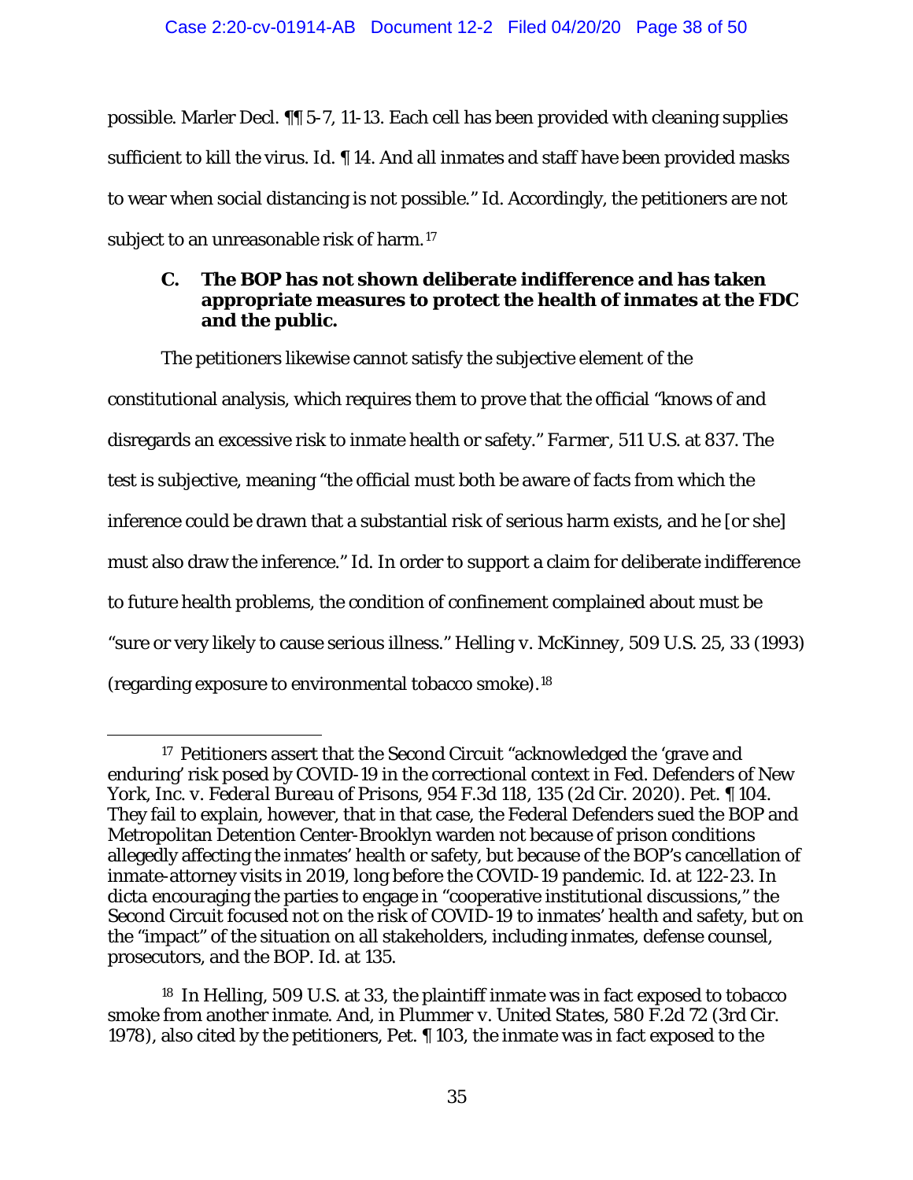possible. Marler Decl. ¶¶ 5-7, 11-13. Each cell has been provided with cleaning supplies sufficient to kill the virus. Id. ¶ 14. And all inmates and staff have been provided masks to wear when social distancing is not possible." Id. Accordingly, the petitioners are not subject to an unreasonable risk of harm.[17]

### C. The BOP has not shown deliberate indifference and has taken appropriate measures to protect the health of inmates at the FDC and the public.

The petitioners likewise cannot satisfy the subjective element of the constitutional analysis, which requires them to prove that the official "knows of and disregards an excessive risk to inmate health or safety." *Farmer*, 511 U.S. at 837. The test is subjective, meaning "the official must both be aware of facts from which the inference could be drawn that a substantial risk of serious harm exists, and he [or she] must also draw the inference." *Id.* In order to support a claim for deliberate indifference to *future* health problems, the condition of confinement complained about must be "sure or very likely to cause serious illness." *Helling v. McKinney*, 509 U.S. 25, 33 (1993) (regarding exposure to environmental tobacco smoke).[18]

---

[17] Petitioners assert that the Second Circuit "acknowledged the 'grave and enduring' risk posed by COVID-19 in the correctional context in *Fed. Defenders of New York, Inc. v. Federal Bureau of Prisons*, 954 F.3d 118, 135 (2d Cir. 2020). Pet. ¶ 104. They fail to explain, however, that in that case, the Federal Defenders sued the BOP and Metropolitan Detention Center-Brooklyn warden not because of prison conditions allegedly affecting the inmates' health or safety, but because of the BOP's cancellation of inmate-attorney visits in 2019, long before the COVID-19 pandemic. *Id.* at 122-23. In dicta encouraging the parties to engage in "cooperative institutional discussions," the Second Circuit focused not on the risk of COVID-19 to inmates' health and safety, but on the "impact" of the situation on all stakeholders, including inmates, defense counsel, prosecutors, and the BOP. *Id.* at 135.

[18] In *Helling*, 509 U.S. at 33, the plaintiff inmate was in fact exposed to tobacco smoke from another inmate. And, in *Plummer v. United States*, 580 F.2d 72 (3rd Cir. 1978), also cited by the petitioners, Pet. ¶ 103, the inmate was in fact exposed to the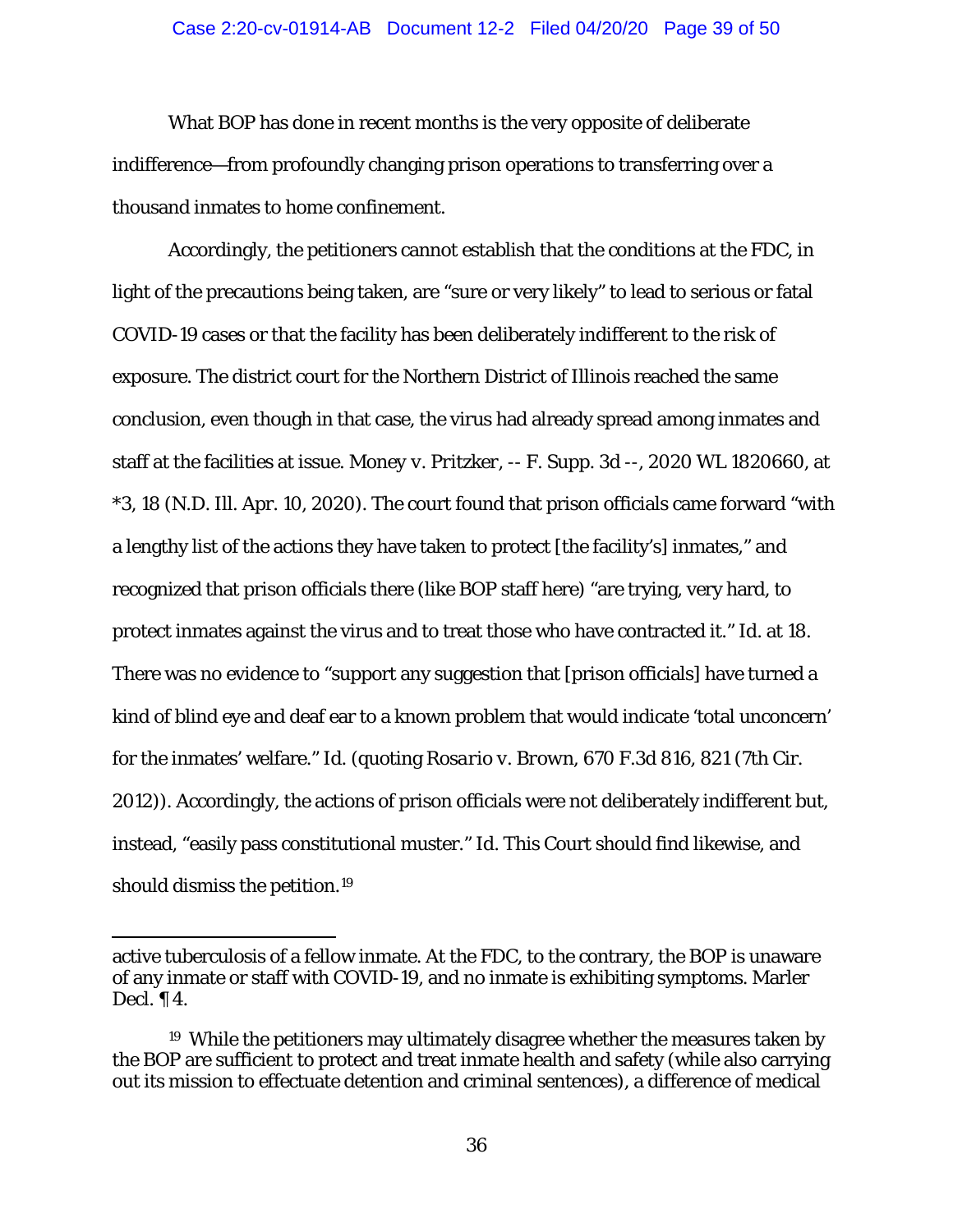What BOP has done in recent months is the very opposite of deliberate indifference—from profoundly changing prison operations to transferring over a thousand inmates to home confinement.

Accordingly, the petitioners cannot establish that the conditions at the FDC, in light of the precautions being taken, are "sure or very likely" to lead to serious or fatal COVID-19 cases or that the facility has been deliberately indifferent to the risk of exposure. The district court for the Northern District of Illinois reached the same conclusion, even though in that case, the virus had already spread among inmates and staff at the facilities at issue. *Money v. Pritzker*, -- F. Supp. 3d --, 2020 WL 1820660, at *3, 18 (N.D. Ill. Apr. 10, 2020). The court found that prison officials came forward "with a lengthy list of the actions they have taken to protect [the facility's] inmates," and recognized that prison officials there (like BOP staff here) "are trying, very hard, to protect inmates against the virus and to treat those who have contracted it." *Id.* at 18. There was no evidence to "support any suggestion that [prison officials] have turned a kind of blind eye and deaf ear to a known problem that would indicate 'total unconcern' for the inmates' welfare." *Id.* (quoting *Rosario v. Brown*, 670 F.3d 816, 821 (7th Cir. 2012)). Accordingly, the actions of prison officials were not deliberately indifferent but, instead, "easily pass constitutional muster." *Id.* This Court should find likewise, and should dismiss the petition.[19]

---

active tuberculosis of a fellow inmate. At the FDC, to the contrary, the BOP is unaware of any inmate or staff with COVID-19, and no inmate is exhibiting symptoms. Marler Decl. ¶ 4.

[19] While the petitioners may ultimately disagree whether the measures taken by the BOP are sufficient to protect and treat inmate health and safety (while also carrying out its mission to effectuate detention and criminal sentences), a difference of medical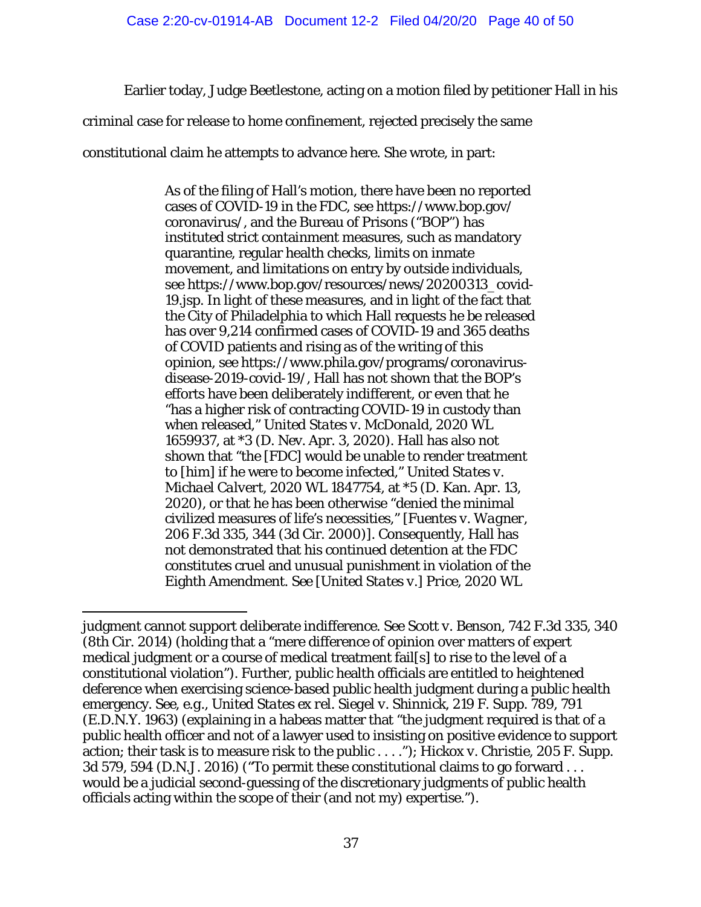Earlier today, Judge Beetlestone, acting on a motion filed by petitioner Hall in his criminal case for release to home confinement, rejected precisely the same constitutional claim he attempts to advance here. She wrote, in part:

> As of the filing of Hall's motion, there have been no reported cases of COVID-19 in the FDC, see https://www.bop.gov/coronavirus/, and the Bureau of Prisons ("BOP") has instituted strict containment measures, such as mandatory quarantine, regular health checks, limits on inmate movement, and limitations on entry by outside individuals, see https://www.bop.gov/resources/news/20200313_covid-19.jsp. In light of these measures, and in light of the fact that the City of Philadelphia to which Hall requests he be released has over 9,214 confirmed cases of COVID-19 and 365 deaths of COVID patients and rising as of the writing of this opinion, see https://www.phila.gov/programs/coronavirus-disease-2019-covid-19/, Hall has not shown that the BOP's efforts have been deliberately indifferent, or even that he "has a higher risk of contracting COVID-19 in custody than when released," *United States v. McDonald*, 2020 WL 1659937, at *3 (D. Nev. Apr. 3, 2020). Hall has also not shown that "the [FDC] would be unable to render treatment to [him] if he were to become infected," *United States v. Michael Calvert*, 2020 WL 1847754, at *5 (D. Kan. Apr. 13, 2020), or that he has been otherwise "denied the minimal civilized measures of life's necessities," [*Fuentes v. Wagner*, 206 F.3d 335, 344 (3d Cir. 2000)]. Consequently, Hall has not demonstrated that his continued detention at the FDC constitutes cruel and unusual punishment in violation of the Eighth Amendment. See [*United States v.*] *Price*, 2020 WL

---

judgment cannot support deliberate indifference. See Scott v. Benson, 742 F.3d 335, 340 (8th Cir. 2014) (holding that a "mere difference of opinion over matters of expert medical judgment or a course of medical treatment fail[s] to rise to the level of a constitutional violation"). Further, public health officials are entitled to heightened deference when exercising science-based public health judgment during a public health emergency. See, e.g., *United States ex rel. Siegel v. Shinnick*, 219 F. Supp. 789, 791 (E.D.N.Y. 1963) (explaining in a habeas matter that "the judgment required is that of a public health officer and not of a lawyer used to insisting on positive evidence to support action; their task is to measure risk to the public . . . ."); Hickox v. Christie, 205 F. Supp. 3d 579, 594 (D.N.J. 2016) ("To permit these constitutional claims to go forward . . . would be a judicial second-guessing of the discretionary judgments of public health officials acting within the scope of their (and not my) expertise.").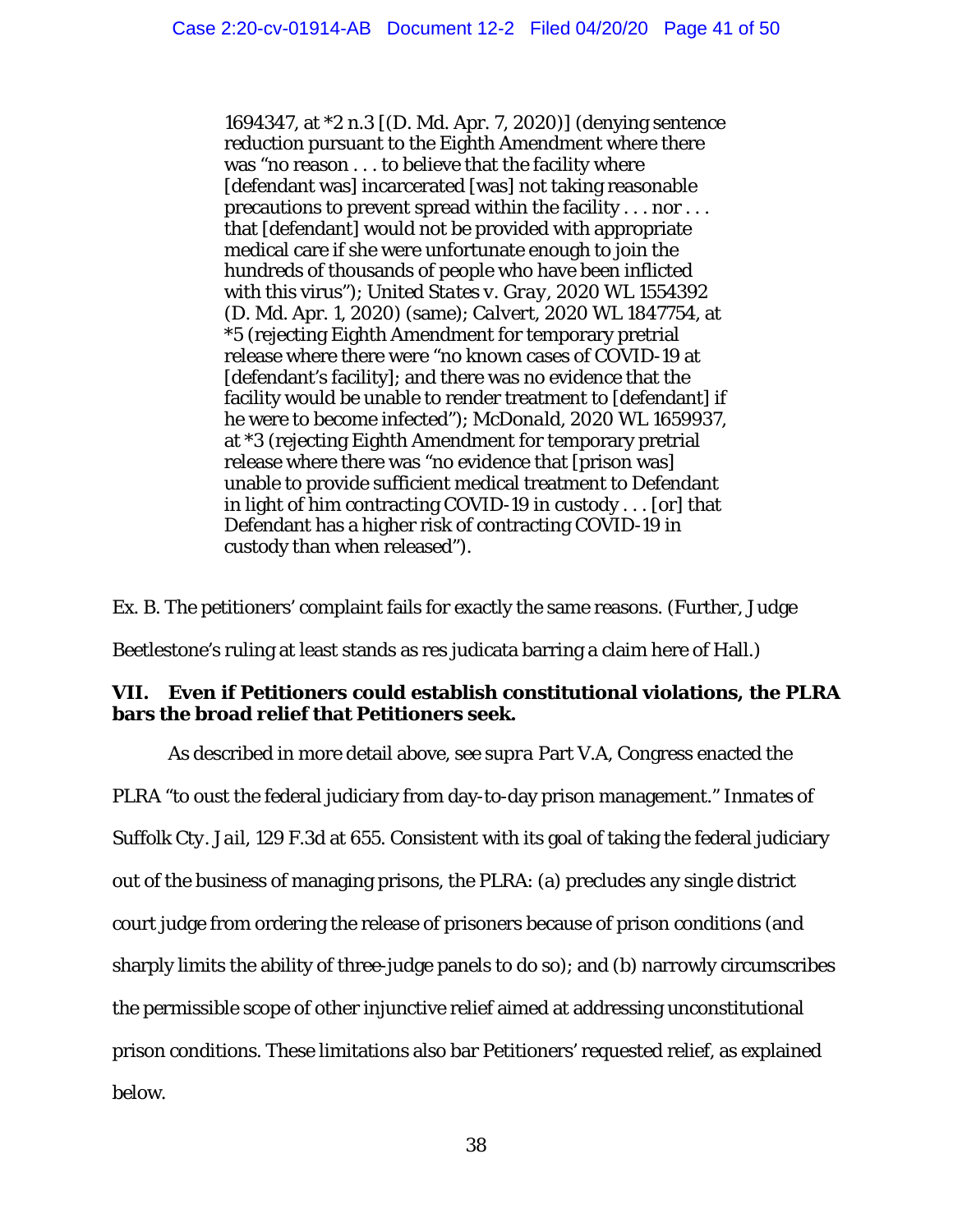> 1694347, at *2 n.3 [(D. Md. Apr. 7, 2020)] (denying sentence reduction pursuant to the Eighth Amendment where there was "no reason . . . to believe that the facility where [defendant was] incarcerated [was] not taking reasonable precautions to prevent spread within the facility . . . nor . . . that [defendant] would not be provided with appropriate medical care if she were unfortunate enough to join the hundreds of thousands of people who have been inflicted with this virus"); *United States v. Gray*, 2020 WL 1554392 (D. Md. Apr. 1, 2020) (same); *Calvert*, 2020 WL 1847754, at *5 (rejecting Eighth Amendment for temporary pretrial release where there were "no known cases of COVID-19 at [defendant's facility]; and there was no evidence that the facility would be unable to render treatment to [defendant] if he were to become infected"); *McDonald*, 2020 WL 1659937, at *3 (rejecting Eighth Amendment for temporary pretrial release where there was "no evidence that [prison was] unable to provide sufficient medical treatment to Defendant in light of him contracting COVID-19 in custody . . . [or] that Defendant has a higher risk of contracting COVID-19 in custody than when released").

Ex. B. The petitioners' complaint fails for exactly the same reasons. (Further, Judge Beetlestone's ruling at least stands as res judicata barring a claim here of Hall.)

## VII. Even if Petitioners could establish constitutional violations, the PLRA bars the broad relief that Petitioners seek.

As described in more detail above, see *supra* Part V.A, Congress enacted the PLRA "to oust the federal judiciary from day-to-day prison management." *Inmates of Suffolk Cty. Jail*, 129 F.3d at 655. Consistent with its goal of taking the federal judiciary out of the business of managing prisons, the PLRA: (a) precludes any single district court judge from ordering the release of prisoners because of prison conditions (and sharply limits the ability of three-judge panels to do so); and (b) narrowly circumscribes the permissible scope of other injunctive relief aimed at addressing unconstitutional prison conditions. These limitations also bar Petitioners' requested relief, as explained below.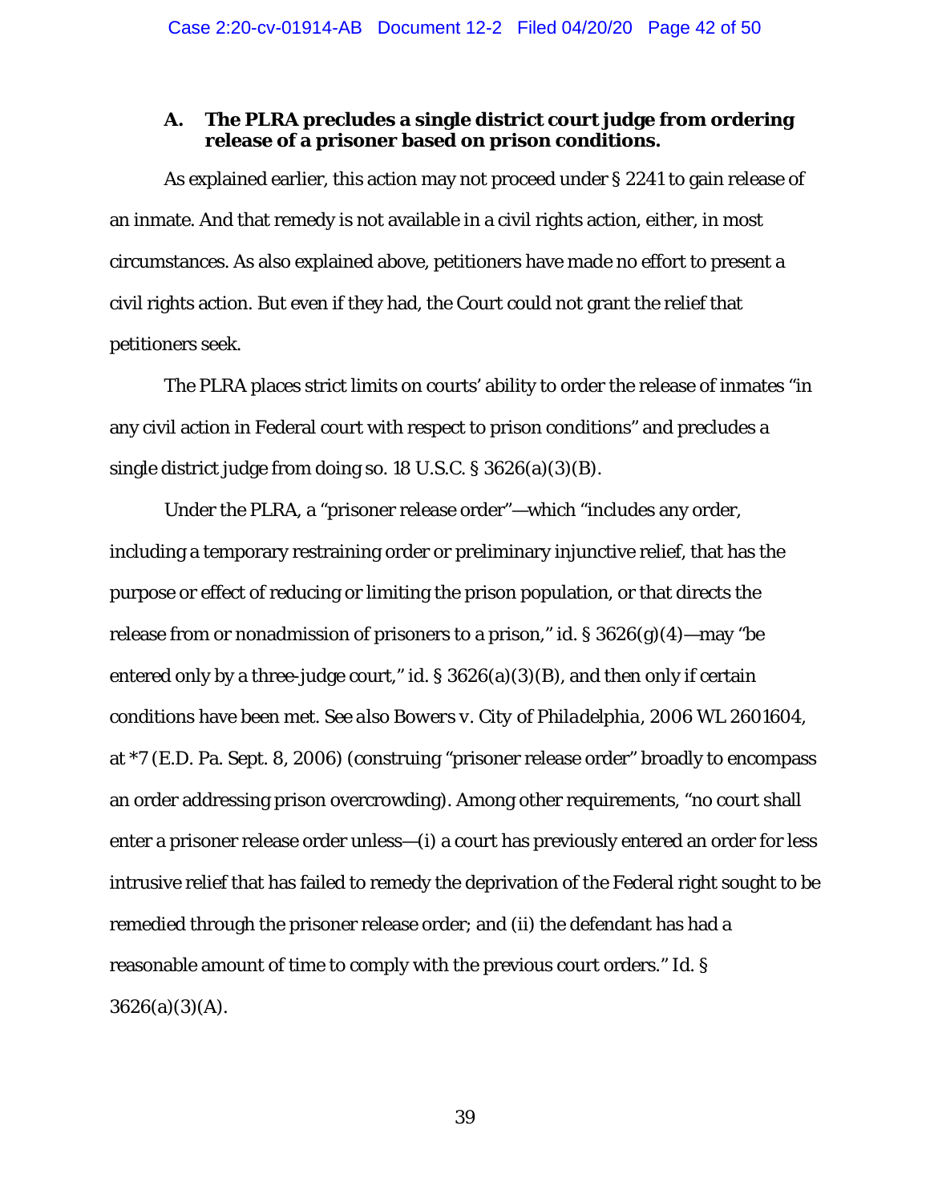### A. The PLRA precludes a single district court judge from ordering release of a prisoner based on prison conditions.

As explained earlier, this action may not proceed under § 2241 to gain release of an inmate. And that remedy is not available in a civil rights action, either, in most circumstances. As also explained above, petitioners have made no effort to present a civil rights action. But even if they had, the Court could not grant the relief that petitioners seek.

The PLRA places strict limits on courts' ability to order the release of inmates "in any civil action in Federal court with respect to prison conditions" and precludes a single district judge from doing so. 18 U.S.C. § 3626(a)(3)(B).

Under the PLRA, a "prisoner release order"—which "includes any order, including a temporary restraining order or preliminary injunctive relief, that has the purpose or effect of reducing or limiting the prison population, or that directs the release from or nonadmission of prisoners to a prison," id. § 3626(g)(4)—may "be entered only by a three-judge court," id. § 3626(a)(3)(B), and then only if certain conditions have been met. *See also Bowers v. City of Philadelphia*, 2006 WL 2601604, at *7 (E.D. Pa. Sept. 8, 2006) (construing "prisoner release order" broadly to encompass an order addressing prison overcrowding). Among other requirements, "no court shall enter a prisoner release order unless—(i) a court has previously entered an order for less intrusive relief that has failed to remedy the deprivation of the Federal right sought to be remedied through the prisoner release order; and (ii) the defendant has had a reasonable amount of time to comply with the previous court orders." Id. § 3626(a)(3)(A).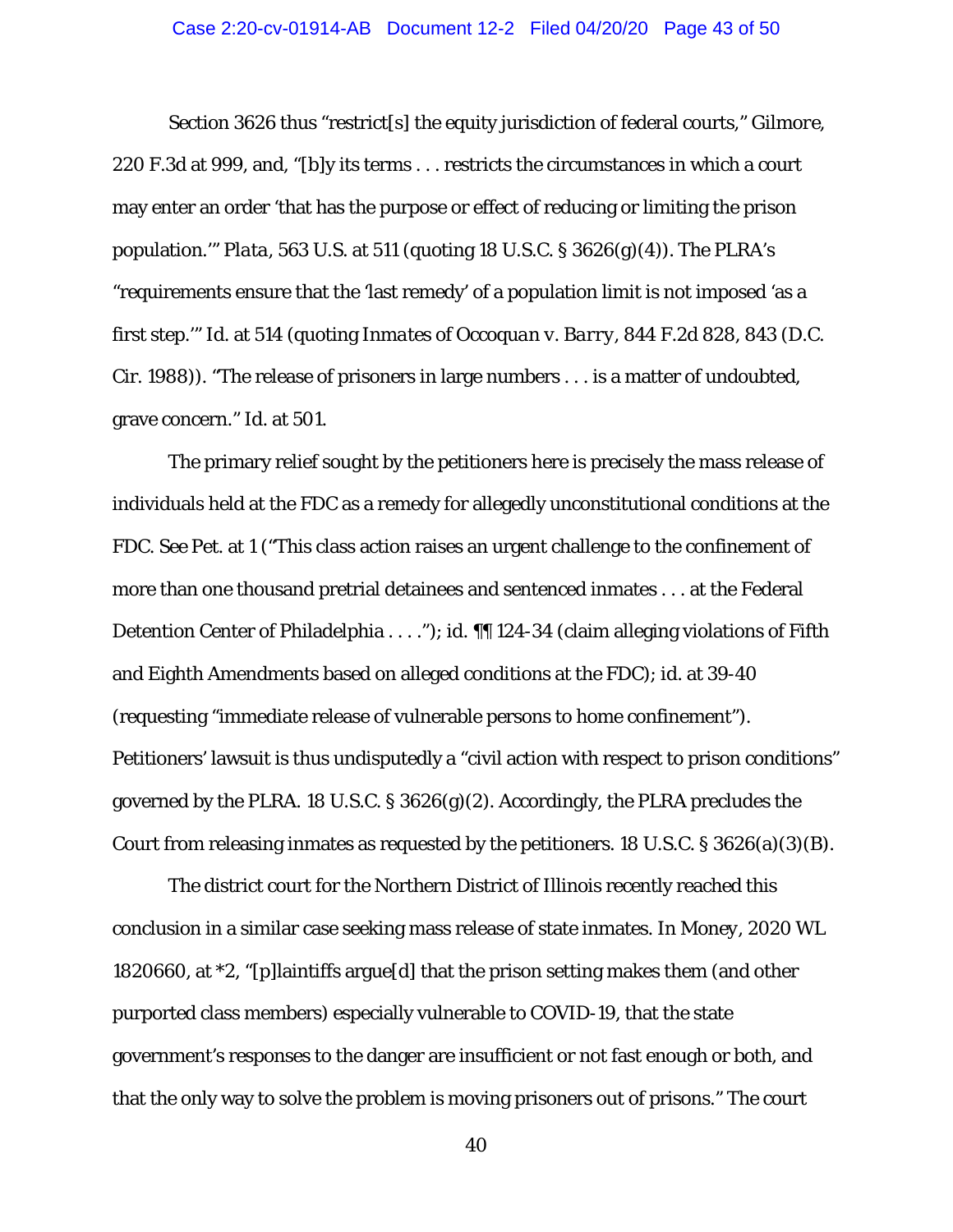Section 3626 thus "restrict[s] the equity jurisdiction of federal courts," *Gilmore*, 220 F.3d at 999, and, "[b]y its terms . . . restricts the circumstances in which a court may enter an order 'that has the purpose or effect of reducing or limiting the prison population.'" *Plata*, 563 U.S. at 511 (quoting 18 U.S.C. § 3626(g)(4)). The PLRA's "requirements ensure that the 'last remedy' of a population limit is not imposed 'as a first step.'" *Id.* at 514 (quoting *Inmates of Occoquan v. Barry*, 844 F.2d 828, 843 (D.C. Cir. 1988)). "The release of prisoners in large numbers . . . is a matter of undoubted, grave concern." *Id.* at 501.

The primary relief sought by the petitioners here is precisely the mass release of individuals held at the FDC as a remedy for allegedly unconstitutional conditions at the FDC. *See* Pet. at 1 ("This class action raises an urgent challenge to the confinement of more than one thousand pretrial detainees and sentenced inmates . . . at the Federal Detention Center of Philadelphia . . . ."); *id.* ¶¶ 124-34 (claim alleging violations of Fifth and Eighth Amendments based on alleged conditions at the FDC); *id.* at 39-40 (requesting "immediate release of vulnerable persons to home confinement"). Petitioners' lawsuit is thus undisputedly a "civil action with respect to prison conditions" governed by the PLRA. 18 U.S.C. § 3626(g)(2). Accordingly, the PLRA precludes the Court from releasing inmates as requested by the petitioners. 18 U.S.C. § 3626(a)(3)(B).

The district court for the Northern District of Illinois recently reached this conclusion in a similar case seeking mass release of state inmates. In *Money*, 2020 WL 1820660, at *2, "[p]laintiffs argue[d] that the prison setting makes them (and other purported class members) especially vulnerable to COVID-19, that the state government's responses to the danger are insufficient or not fast enough or both, and that the only way to solve the problem is moving prisoners out of prisons." The court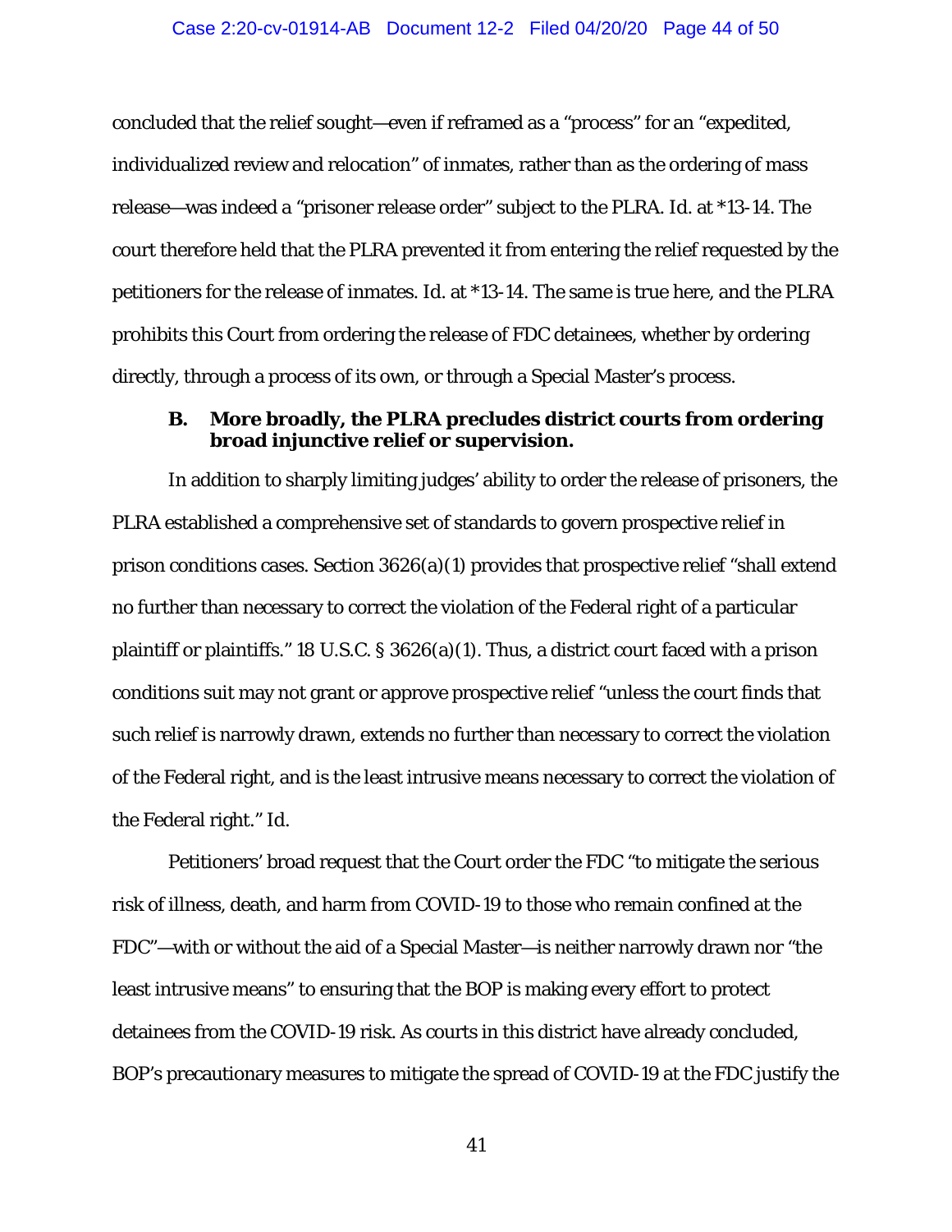concluded that the relief sought—even if reframed as a "process" for an "expedited, individualized review and relocation" of inmates, rather than as the ordering of mass release—was indeed a "prisoner release order" subject to the PLRA. *Id.* at *13-14. The court therefore held that the PLRA prevented it from entering the relief requested by the petitioners for the release of inmates. *Id.* at *13-14. The same is true here, and the PLRA prohibits this Court from ordering the release of FDC detainees, whether by ordering directly, through a process of its own, or through a Special Master's process.

### B. More broadly, the PLRA precludes district courts from ordering broad injunctive relief or supervision.

In addition to sharply limiting judges' ability to order the release of prisoners, the PLRA established a comprehensive set of standards to govern prospective relief in prison conditions cases. Section 3626(a)(1) provides that prospective relief "shall extend no further than necessary to correct the violation of the Federal right of a particular plaintiff or plaintiffs." 18 U.S.C. § 3626(a)(1). Thus, a district court faced with a prison conditions suit may not grant or approve prospective relief "unless the court finds that such relief is narrowly drawn, extends no further than necessary to correct the violation of the Federal right, and is the least intrusive means necessary to correct the violation of the Federal right." *Id.*

Petitioners' broad request that the Court order the FDC "to mitigate the serious risk of illness, death, and harm from COVID-19 to those who remain confined at the FDC"—with or without the aid of a Special Master—is neither narrowly drawn nor "the least intrusive means" to ensuring that the BOP is making every effort to protect detainees from the COVID-19 risk. As courts in this district have already concluded, BOP's precautionary measures to mitigate the spread of COVID-19 at the FDC justify the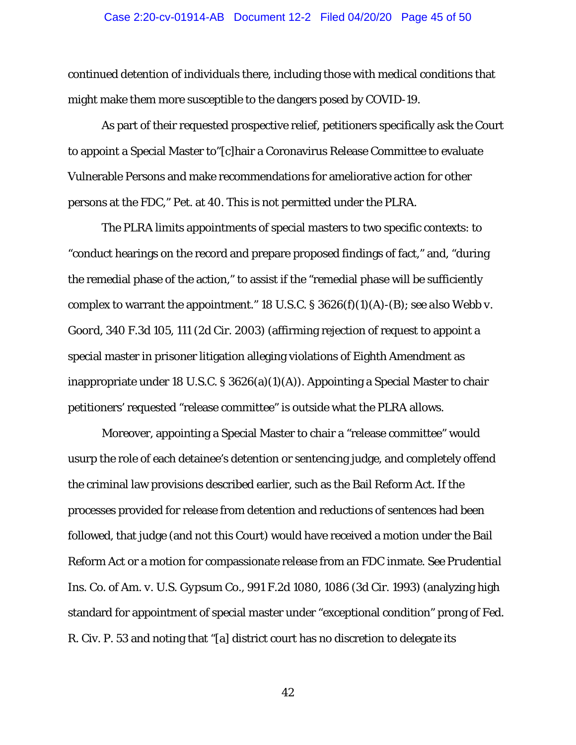continued detention of individuals there, including those with medical conditions that might make them more susceptible to the dangers posed by COVID-19.

As part of their requested prospective relief, petitioners specifically ask the Court to appoint a Special Master to"[c]hair a Coronavirus Release Committee to evaluate Vulnerable Persons and make recommendations for ameliorative action for other persons at the FDC," Pet. at 40. This is not permitted under the PLRA.

The PLRA limits appointments of special masters to two specific contexts: to "conduct hearings on the record and prepare proposed findings of fact," and, "during the remedial phase of the action," to assist if the "remedial phase will be sufficiently complex to warrant the appointment." 18 U.S.C. § 3626(f)(1)(A)-(B); *see also Webb v. Goord*, 340 F.3d 105, 111 (2d Cir. 2003) (affirming rejection of request to appoint a special master in prisoner litigation alleging violations of Eighth Amendment as inappropriate under 18 U.S.C. § 3626(a)(1)(A)). Appointing a Special Master to chair petitioners' requested "release committee" is outside what the PLRA allows.

Moreover, appointing a Special Master to chair a "release committee" would usurp the role of each detainee's detention or sentencing judge, and completely offend the criminal law provisions described earlier, such as the Bail Reform Act. If the processes provided for release from detention and reductions of sentences had been followed, that judge (and not this Court) would have received a motion under the Bail Reform Act or a motion for compassionate release from an FDC inmate. *See Prudential Ins. Co. of Am. v. U.S. Gypsum Co.*, 991 F.2d 1080, 1086 (3d Cir. 1993) (analyzing high standard for appointment of special master under "exceptional condition" prong of Fed. R. Civ. P. 53 and noting that "[a] district court has no discretion to delegate its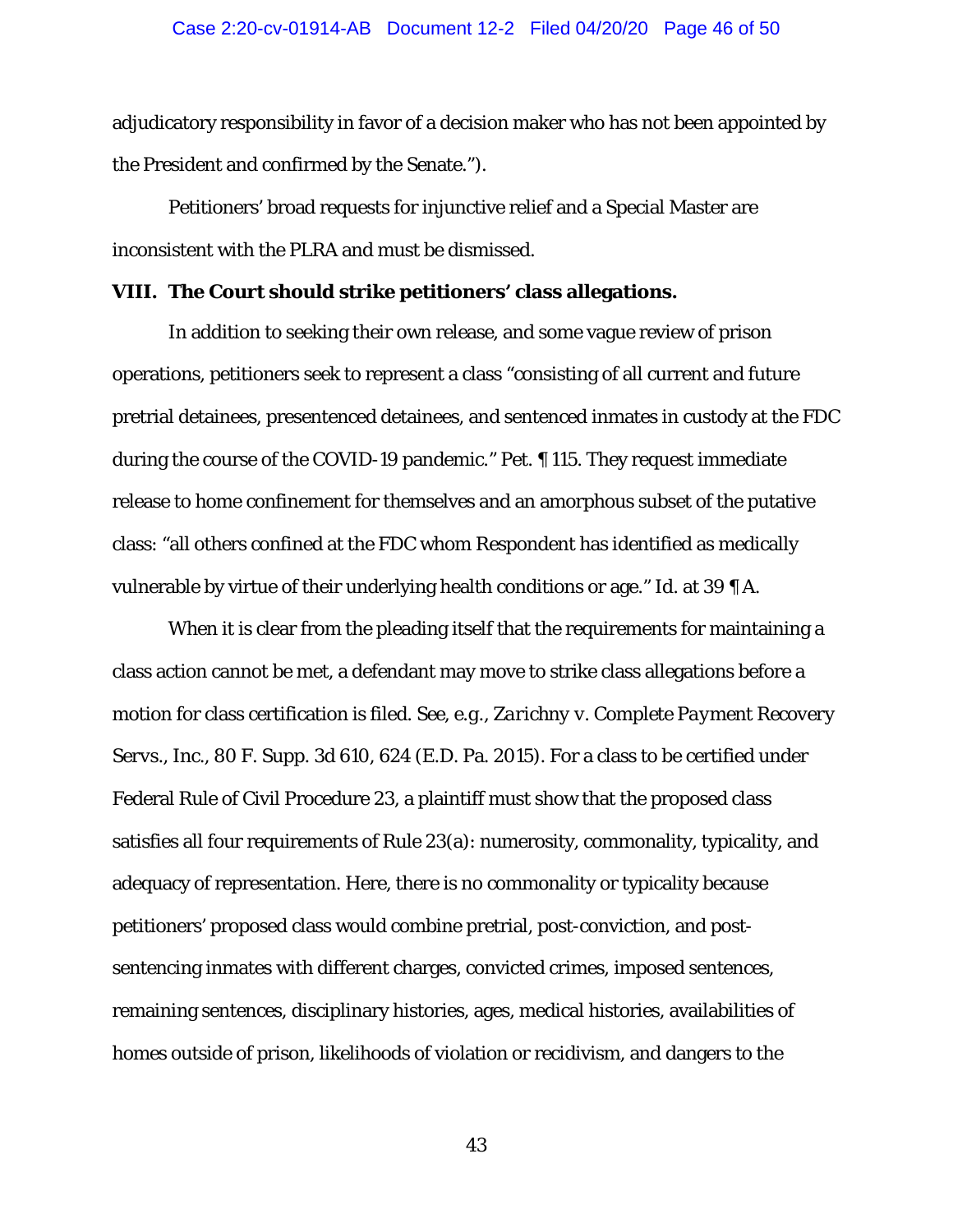adjudicatory responsibility in favor of a decision maker who has not been appointed by the President and confirmed by the Senate.").

Petitioners' broad requests for injunctive relief and a Special Master are inconsistent with the PLRA and must be dismissed.

## VIII. The Court should strike petitioners' class allegations.

In addition to seeking their own release, and some vague review of prison operations, petitioners seek to represent a class "consisting of all current and future pretrial detainees, presentenced detainees, and sentenced inmates in custody at the FDC during the course of the COVID-19 pandemic." Pet. ¶ 115. They request immediate release to home confinement for themselves and an amorphous subset of the putative class: "all others confined at the FDC whom Respondent has identified as medically vulnerable by virtue of their underlying health conditions or age." *Id.* at 39 ¶ A.

When it is clear from the pleading itself that the requirements for maintaining a class action cannot be met, a defendant may move to strike class allegations before a motion for class certification is filed. *See, e.g.*, *Zarichny v. Complete Payment Recovery Servs., Inc.*, 80 F. Supp. 3d 610, 624 (E.D. Pa. 2015). For a class to be certified under Federal Rule of Civil Procedure 23, a plaintiff must show that the proposed class satisfies all four requirements of Rule 23(a): numerosity, commonality, typicality, and adequacy of representation. Here, there is no commonality or typicality because petitioners' proposed class would combine pretrial, post-conviction, and post-sentencing inmates with different charges, convicted crimes, imposed sentences, remaining sentences, disciplinary histories, ages, medical histories, availabilities of homes outside of prison, likelihoods of violation or recidivism, and dangers to the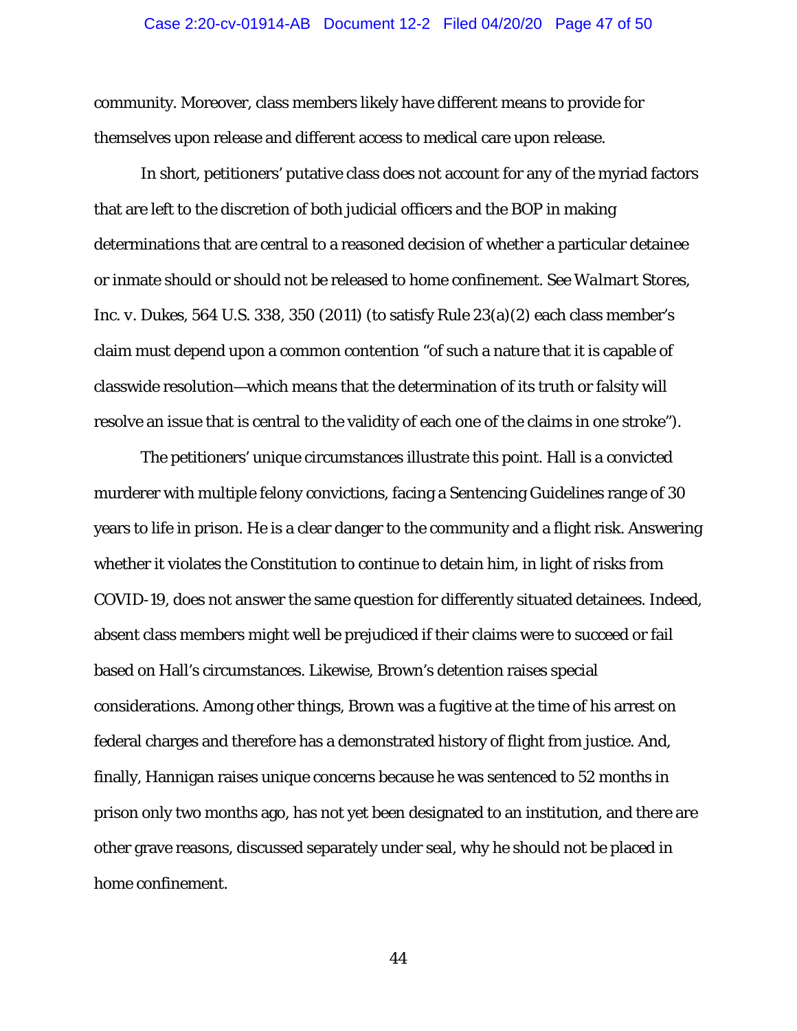community. Moreover, class members likely have different means to provide for themselves upon release and different access to medical care upon release.

In short, petitioners' putative class does not account for any of the myriad factors that are left to the discretion of both judicial officers and the BOP in making determinations that are central to a reasoned decision of whether a particular detainee or inmate should or should not be released to home confinement. *See Walmart Stores, Inc. v. Dukes*, 564 U.S. 338, 350 (2011) (to satisfy Rule 23(a)(2) each class member's claim must depend upon a common contention "of such a nature that it is capable of classwide resolution—which means that the determination of its truth or falsity will resolve an issue that is central to the validity of each one of the claims in one stroke").

The petitioners' unique circumstances illustrate this point. Hall is a convicted murderer with multiple felony convictions, facing a Sentencing Guidelines range of 30 years to life in prison. He is a clear danger to the community and a flight risk. Answering whether it violates the Constitution to continue to detain him, in light of risks from COVID-19, does not answer the same question for differently situated detainees. Indeed, absent class members might well be prejudiced if their claims were to succeed or fail based on Hall's circumstances. Likewise, Brown's detention raises special considerations. Among other things, Brown was a fugitive at the time of his arrest on federal charges and therefore has a demonstrated history of flight from justice. And, finally, Hannigan raises unique concerns because he was sentenced to 52 months in prison only two months ago, has not yet been designated to an institution, and there are other grave reasons, discussed separately under seal, why he should not be placed in home confinement.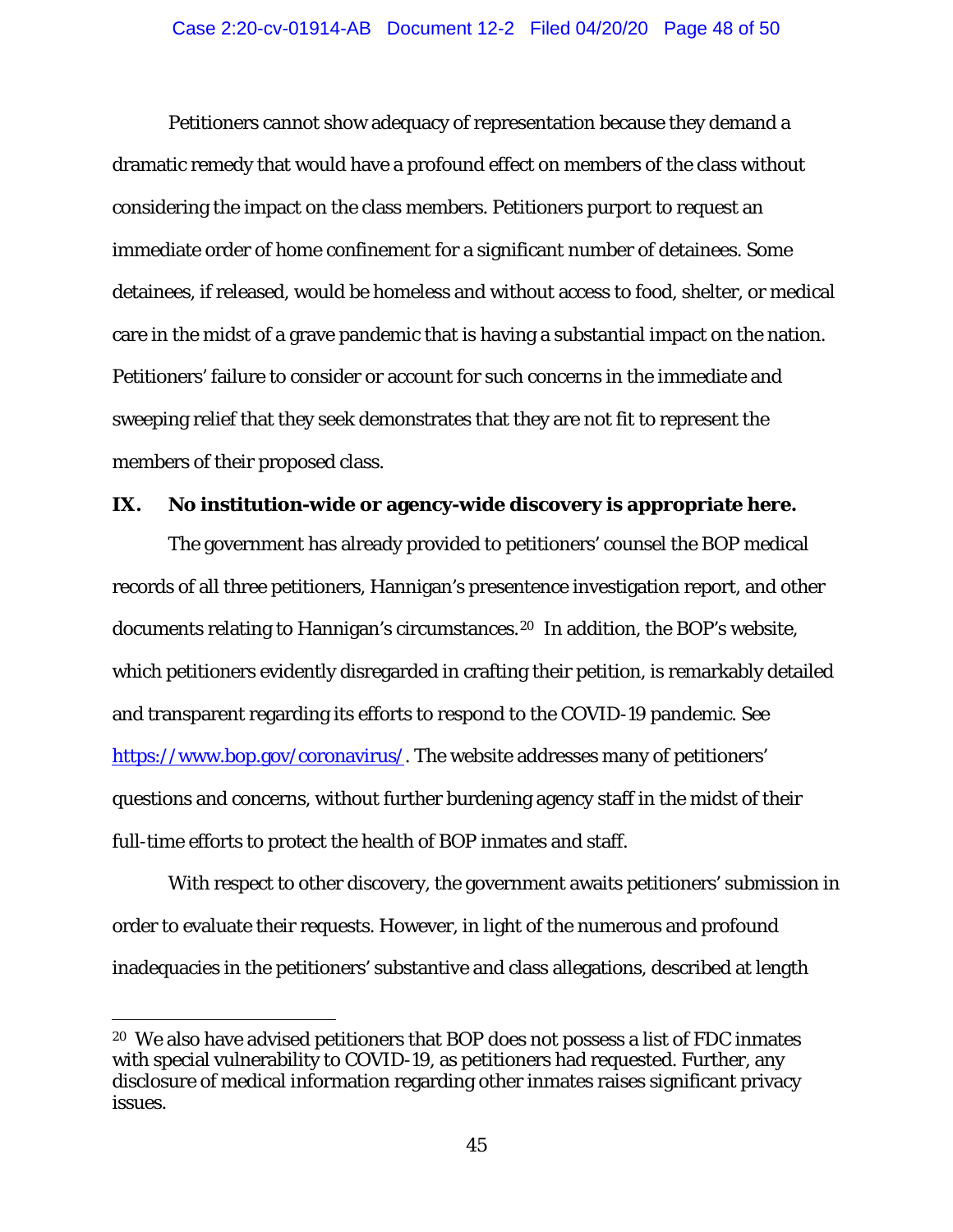Petitioners cannot show adequacy of representation because they demand a dramatic remedy that would have a profound effect on members of the class without considering the impact on the class members. Petitioners purport to request an immediate order of home confinement for a significant number of detainees. Some detainees, if released, would be homeless and without access to food, shelter, or medical care in the midst of a grave pandemic that is having a substantial impact on the nation. Petitioners' failure to consider or account for such concerns in the immediate and sweeping relief that they seek demonstrates that they are not fit to represent the members of their proposed class.

## IX. No institution-wide or agency-wide discovery is appropriate here.

The government has already provided to petitioners' counsel the BOP medical records of all three petitioners, Hannigan's presentence investigation report, and other documents relating to Hannigan's circumstances.[20] In addition, the BOP's website, which petitioners evidently disregarded in crafting their petition, is remarkably detailed and transparent regarding its efforts to respond to the COVID-19 pandemic. See https://www.bop.gov/coronavirus/. The website addresses many of petitioners' questions and concerns, without further burdening agency staff in the midst of their full-time efforts to protect the health of BOP inmates and staff.

With respect to other discovery, the government awaits petitioners' submission in order to evaluate their requests. However, in light of the numerous and profound inadequacies in the petitioners' substantive and class allegations, described at length

---

[20] We also have advised petitioners that BOP does not possess a list of FDC inmates with special vulnerability to COVID-19, as petitioners had requested. Further, any disclosure of medical information regarding other inmates raises significant privacy issues.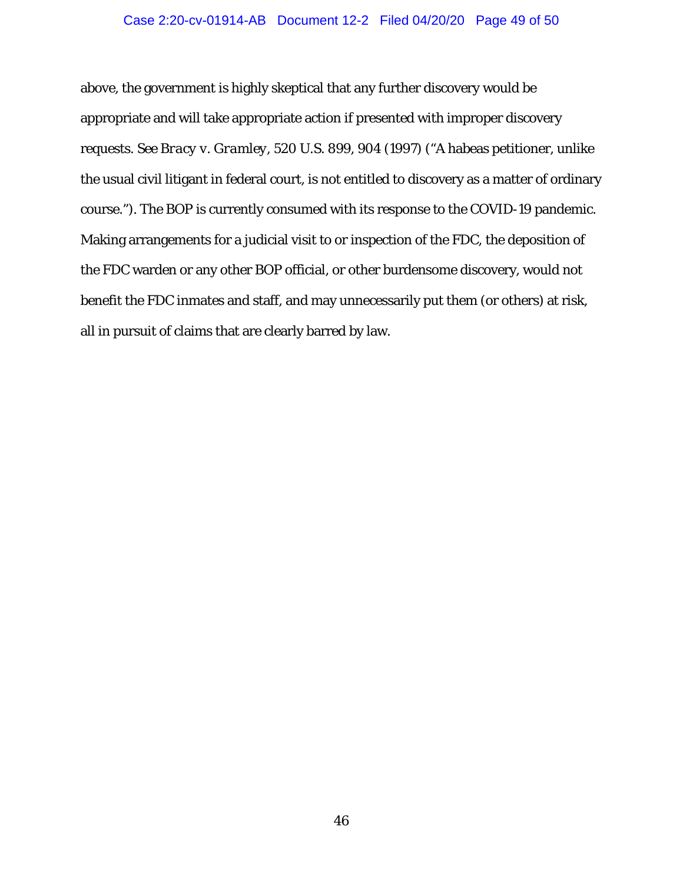above, the government is highly skeptical that any further discovery would be appropriate and will take appropriate action if presented with improper discovery requests. *See Bracy v. Gramley*, 520 U.S. 899, 904 (1997) ("A habeas petitioner, unlike the usual civil litigant in federal court, is not entitled to discovery as a matter of ordinary course."). The BOP is currently consumed with its response to the COVID-19 pandemic. Making arrangements for a judicial visit to or inspection of the FDC, the deposition of the FDC warden or any other BOP official, or other burdensome discovery, would not benefit the FDC inmates and staff, and may unnecessarily put them (or others) at risk, all in pursuit of claims that are clearly barred by law.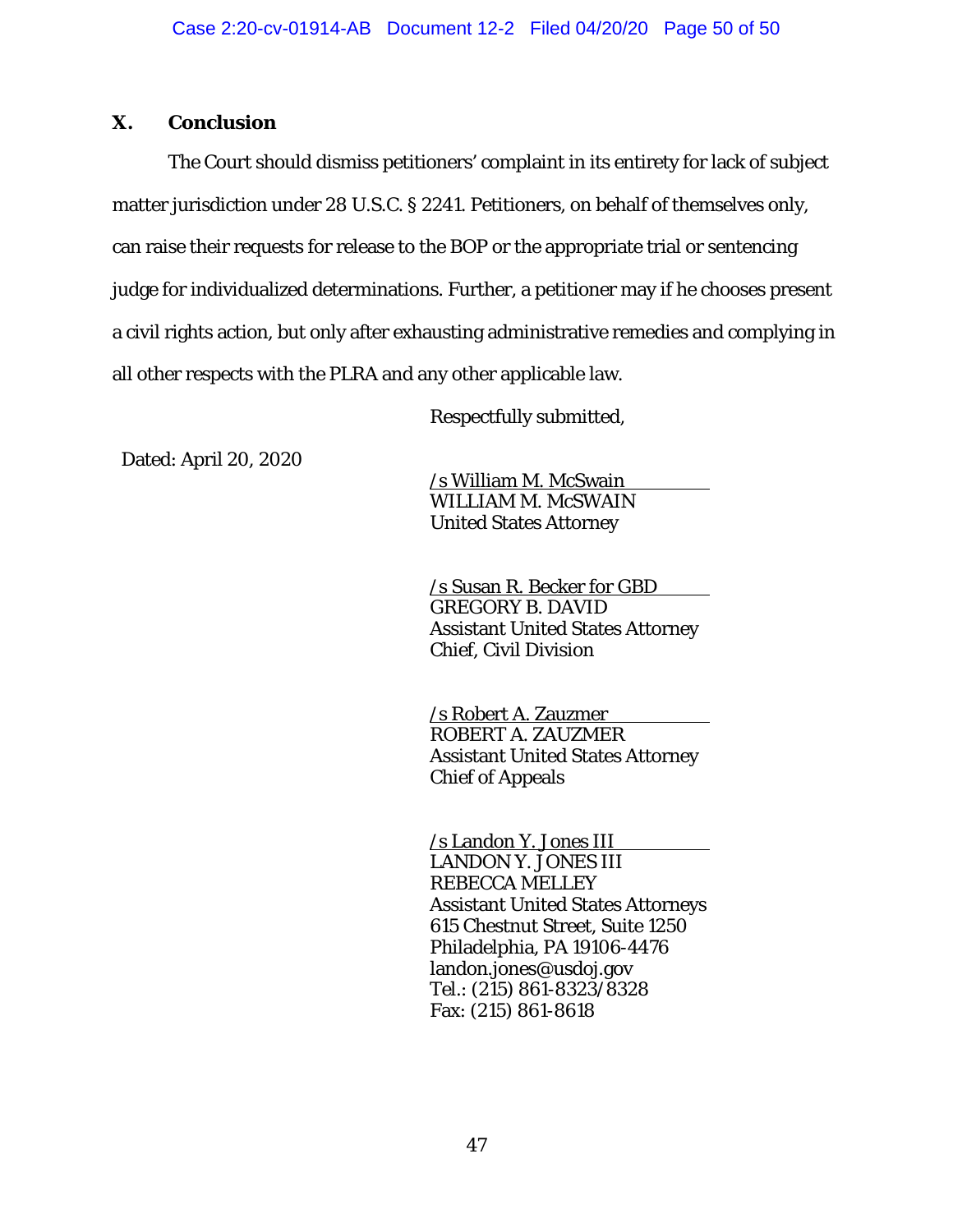## X. Conclusion

The Court should dismiss petitioners' complaint in its entirety for lack of subject matter jurisdiction under 28 U.S.C. § 2241. Petitioners, on behalf of themselves only, can raise their requests for release to the BOP or the appropriate trial or sentencing judge for individualized determinations. Further, a petitioner may if he chooses present a civil rights action, but only after exhausting administrative remedies and complying in all other respects with the PLRA and any other applicable law.

Respectfully submitted,

Dated: April 20, 2020

/s William M. McSwain
WILLIAM M. McSWAIN
United States Attorney

/s Susan R. Becker for GBD
GREGORY B. DAVID
Assistant United States Attorney
Chief, Civil Division

/s Robert A. Zauzmer
ROBERT A. ZAUZMER
Assistant United States Attorney
Chief of Appeals

/s Landon Y. Jones III
LANDON Y. JONES III
REBECCA MELLEY
Assistant United States Attorneys
615 Chestnut Street, Suite 1250
Philadelphia, PA 19106-4476
landon.jones@usdoj.gov
Tel.: (215) 861-8323/8328
Fax: (215) 861-8618